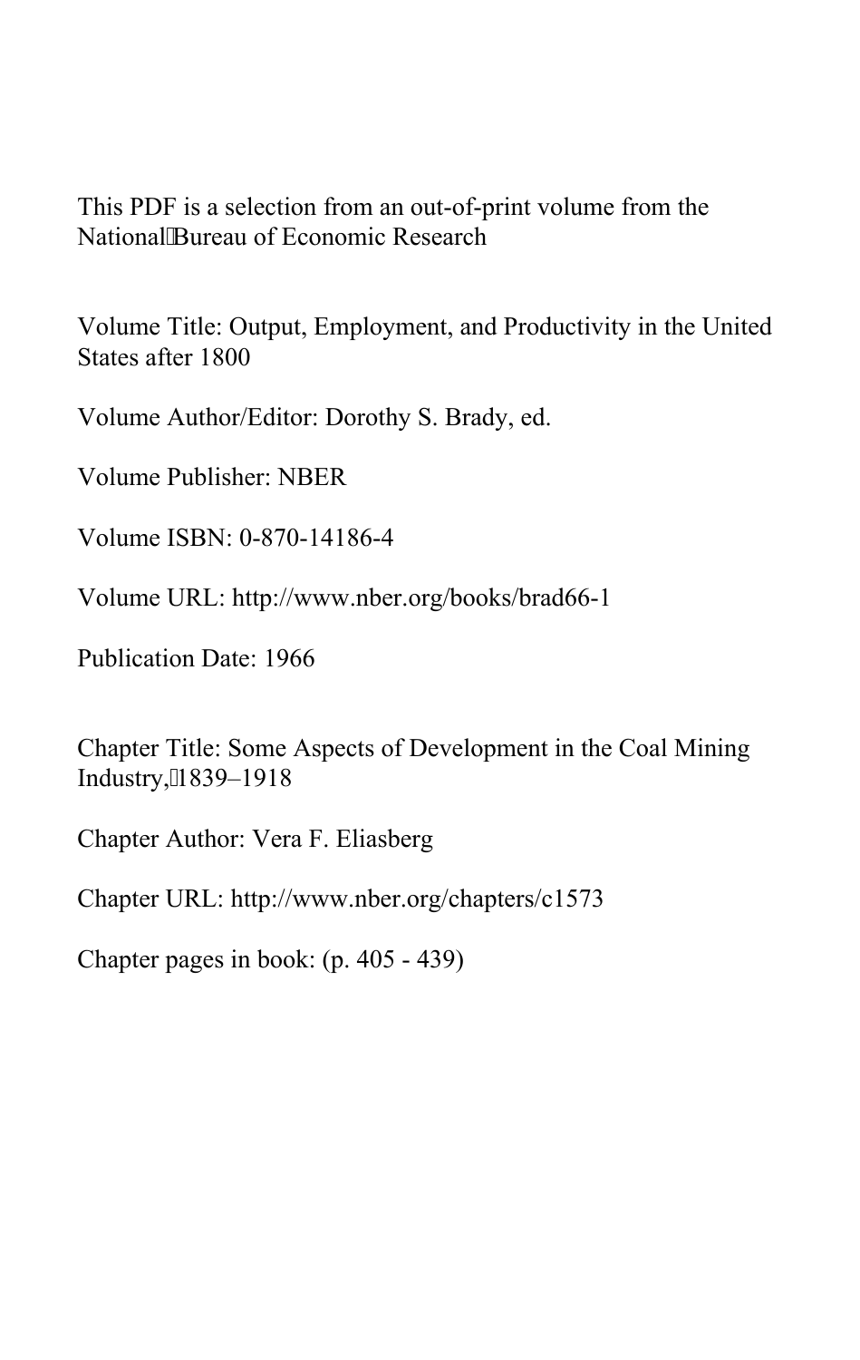This PDF is a selection from an out-of-print volume from the National Bureau of Economic Research

Volume Title: Output, Employment, and Productivity in the United States after 1800

Volume Author/Editor: Dorothy S. Brady, ed.

Volume Publisher: NBER

Volume ISBN: 0-870-14186-4

Volume URL: http://www.nber.org/books/brad66-1

Publication Date: 1966

Chapter Title: Some Aspects of Development in the Coal Mining Industry, 1839–1918

Chapter Author: Vera F. Eliasberg

Chapter URL: http://www.nber.org/chapters/c1573

Chapter pages in book: (p. 405 - 439)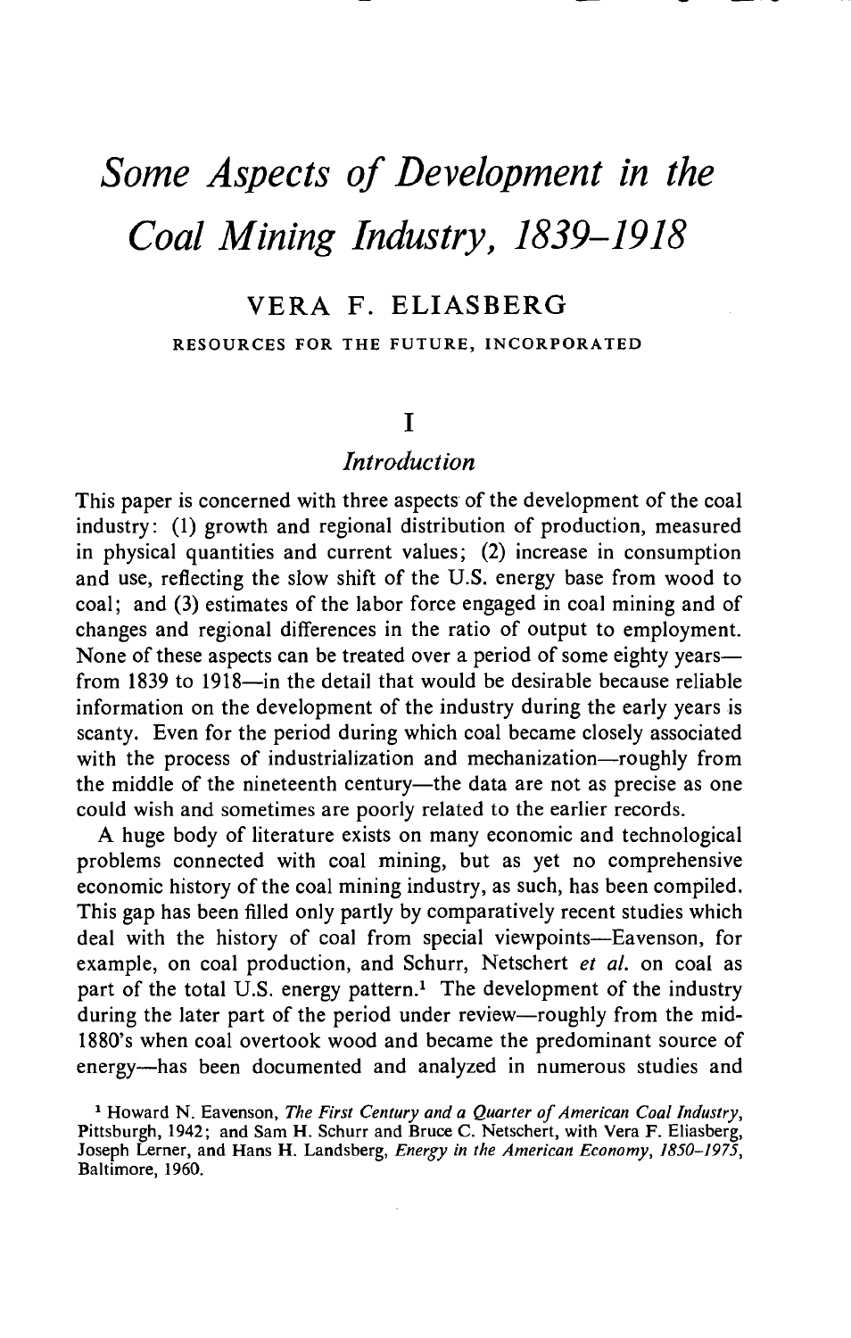# *Some Aspects of Development in the Coal Mining Industry, 1839–1918*

VERA F. ELIASBERG

RESOURCES FOR THE FUTURE, INCORPORATED

## I

### *Introduction*

This paper is concerned with three aspects of the development of the coal industry: (1) growth and regional distribution of production, measured in physical quantities and current values; (2) increase in consumption and use, reflecting the slow shift of the U.S. energy base from wood to coal; and (3) estimates of the labor force engaged in coal mining and of changes and regional differences in the ratio of output to employment. None of these aspects can be treated over a period of some eighty years—from 1839 to 1918—in the detail that would be desirable because reliable information on the development of the industry during the early years is scanty. Even for the period during which coal became closely associated with the process of industrialization and mechanization—roughly from the middle of the nineteenth century—the data are not as precise as one could wish and sometimes are poorly related to the earlier records.

A huge body of literature exists on many economic and technological problems connected with coal mining, but as yet no comprehensive economic history of the coal mining industry, as such, has been compiled. This gap has been filled only partly by comparatively recent studies which deal with the history of coal from special viewpoints—Eavenson, for example, on coal production, and Schurr, Netschert *et al.* on coal as part of the total U.S. energy pattern.[1] The development of the industry during the later part of the period under review—roughly from the mid-1880's when coal overtook wood and became the predominant source of energy—has been documented and analyzed in numerous studies and

[1] Howard N. Eavenson, *The First Century and a Quarter of American Coal Industry*, Pittsburgh, 1942; and Sam H. Schurr and Bruce C. Netschert, with Vera F. Eliasberg, Joseph Lerner, and Hans H. Landsberg, *Energy in the American Economy, 1850–1975*, Baltimore, 1960.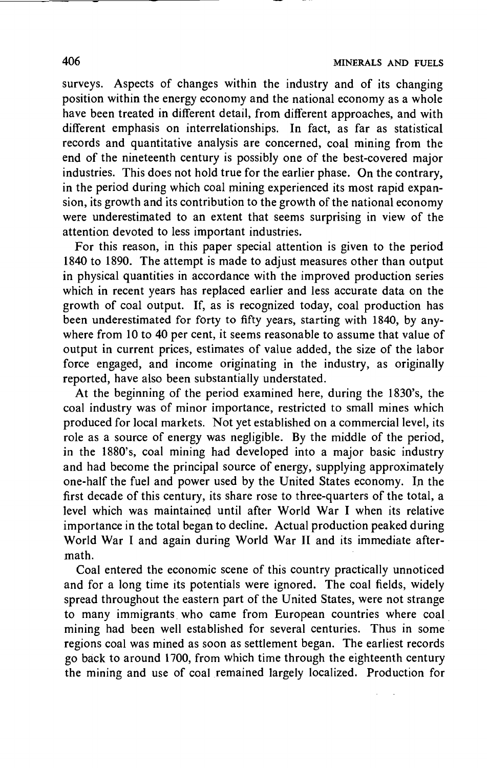surveys. Aspects of changes within the industry and of its changing position within the energy economy and the national economy as a whole have been treated in different detail, from different approaches, and with different emphasis on interrelationships. In fact, as far as statistical records and quantitative analysis are concerned, coal mining from the end of the nineteenth century is possibly one of the best-covered major industries. This does not hold true for the earlier phase. On the contrary, in the period during which coal mining experienced its most rapid expansion, its growth and its contribution to the growth of the national economy were underestimated to an extent that seems surprising in view of the attention devoted to less important industries.

For this reason, in this paper special attention is given to the period 1840 to 1890. The attempt is made to adjust measures other than output in physical quantities in accordance with the improved production series which in recent years has replaced earlier and less accurate data on the growth of coal output. If, as is recognized today, coal production has been underestimated for forty to fifty years, starting with 1840, by anywhere from 10 to 40 per cent, it seems reasonable to assume that value of output in current prices, estimates of value added, the size of the labor force engaged, and income originating in the industry, as originally reported, have also been substantially understated.

At the beginning of the period examined here, during the 1830's, the coal industry was of minor importance, restricted to small mines which produced for local markets. Not yet established on a commercial level, its role as a source of energy was negligible. By the middle of the period, in the 1880's, coal mining had developed into a major basic industry and had become the principal source of energy, supplying approximately one-half the fuel and power used by the United States economy. In the first decade of this century, its share rose to three-quarters of the total, a level which was maintained until after World War I when its relative importance in the total began to decline. Actual production peaked during World War I and again during World War II and its immediate aftermath.

Coal entered the economic scene of this country practically unnoticed and for a long time its potentials were ignored. The coal fields, widely spread throughout the eastern part of the United States, were not strange to many immigrants who came from European countries where coal mining had been well established for several centuries. Thus in some regions coal was mined as soon as settlement began. The earliest records go back to around 1700, from which time through the eighteenth century the mining and use of coal remained largely localized. Production for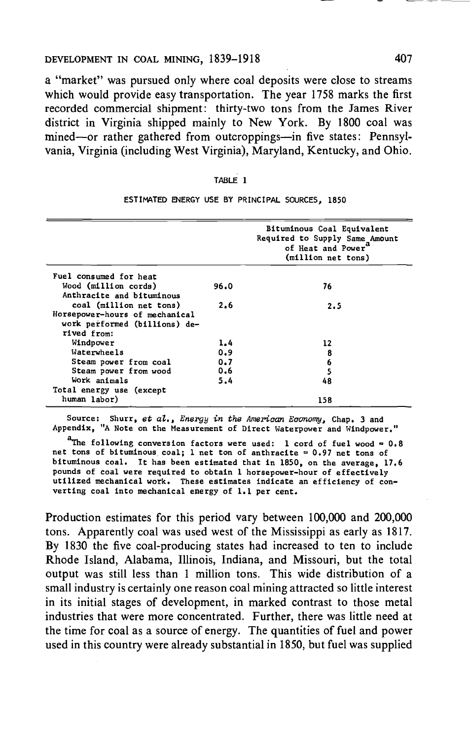a "market" was pursued only where coal deposits were close to streams which would provide easy transportation. The year 1758 marks the first recorded commercial shipment: thirty-two tons from the James River district in Virginia shipped mainly to New York. By 1800 coal was mined—or rather gathered from outcroppings—in five states: Pennsylvania, Virginia (including West Virginia), Maryland, Kentucky, and Ohio.

TABLE 1

ESTIMATED ENERGY USE BY PRINCIPAL SOURCES, 1850

| | | Bituminous Coal Equivalent Required to Supply Same Amount of Heat and Power[a] (million net tons) |
|---|---|---|
| Fuel consumed for heat | | |
| Wood (million cords) | 96.0 | 76 |
| Anthracite and bituminous coal (million net tons) | 2.6 | 2.5 |
| Horsepower-hours of mechanical work performed (billions) derived from: | | |
| Windpower | 1.4 | 12 |
| Waterwheels | 0.9 | 8 |
| Steam power from coal | 0.7 | 6 |
| Steam power from wood | 0.6 | 5 |
| Work animals | 5.4 | 48 |
| Total energy use (except human labor) | | 158 |

Source: Shurr, *et al.*, *Energy in the American Economy*, Chap. 3 and Appendix, "A Note on the Measurement of Direct Waterpower and Windpower."

[a]The following conversion factors were used: 1 cord of fuel wood = 0.8 net tons of bituminous coal; 1 net ton of anthracite = 0.97 net tons of bituminous coal. It has been estimated that in 1850, on the average, 17.6 pounds of coal were required to obtain 1 horsepower-hour of effectively utilized mechanical work. These estimates indicate an efficiency of converting coal into mechanical energy of 1.1 per cent.

Production estimates for this period vary between 100,000 and 200,000 tons. Apparently coal was used west of the Mississippi as early as 1817. By 1830 the five coal-producing states had increased to ten to include Rhode Island, Alabama, Illinois, Indiana, and Missouri, but the total output was still less than 1 million tons. This wide distribution of a small industry is certainly one reason coal mining attracted so little interest in its initial stages of development, in marked contrast to those metal industries that were more concentrated. Further, there was little need at the time for coal as a source of energy. The quantities of fuel and power used in this country were already substantial in 1850, but fuel was supplied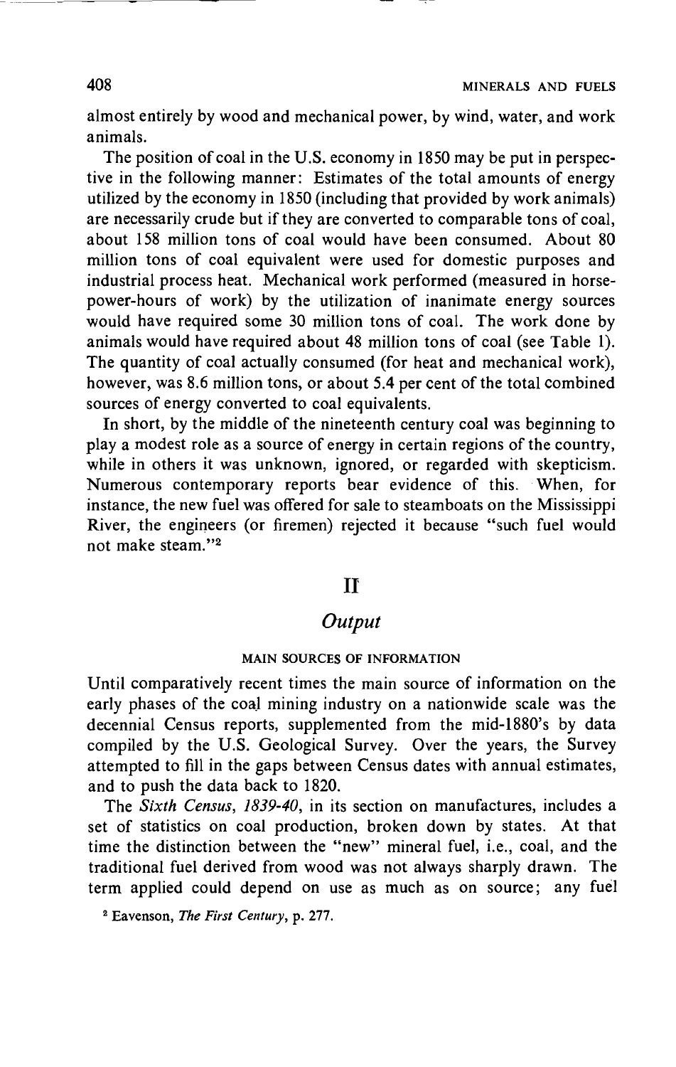almost entirely by wood and mechanical power, by wind, water, and work animals.

The position of coal in the U.S. economy in 1850 may be put in perspective in the following manner: Estimates of the total amounts of energy utilized by the economy in 1850 (including that provided by work animals) are necessarily crude but if they are converted to comparable tons of coal, about 158 million tons of coal would have been consumed. About 80 million tons of coal equivalent were used for domestic purposes and industrial process heat. Mechanical work performed (measured in horsepower-hours of work) by the utilization of inanimate energy sources would have required some 30 million tons of coal. The work done by animals would have required about 48 million tons of coal (see Table 1). The quantity of coal actually consumed (for heat and mechanical work), however, was 8.6 million tons, or about 5.4 per cent of the total combined sources of energy converted to coal equivalents.

In short, by the middle of the nineteenth century coal was beginning to play a modest role as a source of energy in certain regions of the country, while in others it was unknown, ignored, or regarded with skepticism. Numerous contemporary reports bear evidence of this. When, for instance, the new fuel was offered for sale to steamboats on the Mississippi River, the engineers (or firemen) rejected it because "such fuel would not make steam."[2]

## II

## *Output*

### MAIN SOURCES OF INFORMATION

Until comparatively recent times the main source of information on the early phases of the coal mining industry on a nationwide scale was the decennial Census reports, supplemented from the mid-1880's by data compiled by the U.S. Geological Survey. Over the years, the Survey attempted to fill in the gaps between Census dates with annual estimates, and to push the data back to 1820.

The *Sixth Census, 1839-40*, in its section on manufactures, includes a set of statistics on coal production, broken down by states. At that time the distinction between the "new" mineral fuel, i.e., coal, and the traditional fuel derived from wood was not always sharply drawn. The term applied could depend on use as much as on source; any fuel

[2] Eavenson, *The First Century*, p. 277.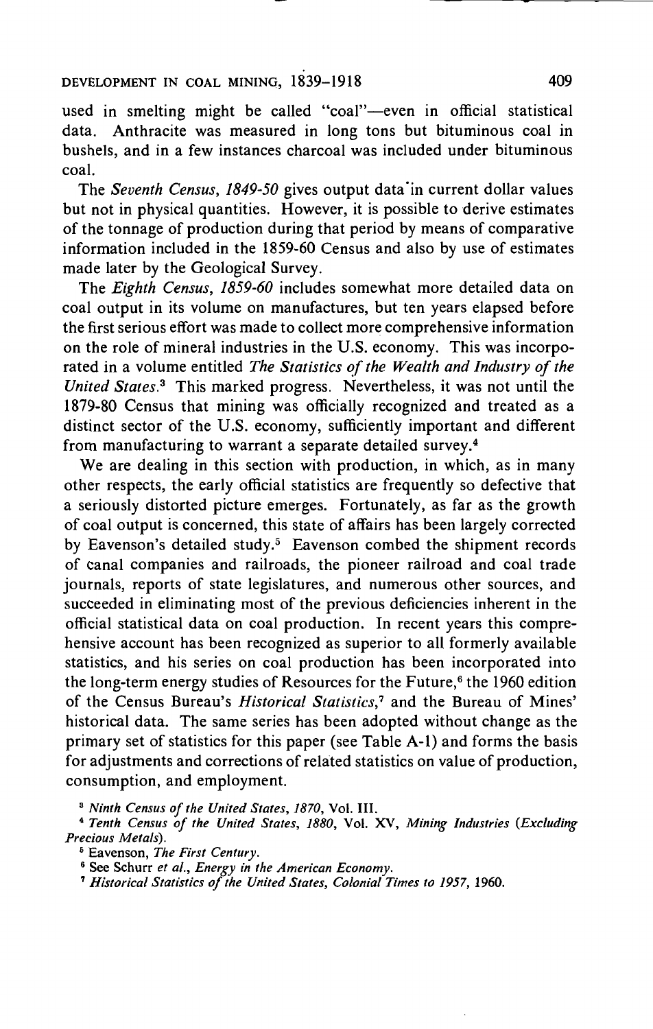used in smelting might be called "coal"—even in official statistical data. Anthracite was measured in long tons but bituminous coal in bushels, and in a few instances charcoal was included under bituminous coal.

The *Seventh Census, 1849-50* gives output data in current dollar values but not in physical quantities. However, it is possible to derive estimates of the tonnage of production during that period by means of comparative information included in the 1859-60 Census and also by use of estimates made later by the Geological Survey.

The *Eighth Census, 1859-60* includes somewhat more detailed data on coal output in its volume on manufactures, but ten years elapsed before the first serious effort was made to collect more comprehensive information on the role of mineral industries in the U.S. economy. This was incorporated in a volume entitled *The Statistics of the Wealth and Industry of the United States*.[3] This marked progress. Nevertheless, it was not until the 1879-80 Census that mining was officially recognized and treated as a distinct sector of the U.S. economy, sufficiently important and different from manufacturing to warrant a separate detailed survey.[4]

We are dealing in this section with production, in which, as in many other respects, the early official statistics are frequently so defective that a seriously distorted picture emerges. Fortunately, as far as the growth of coal output is concerned, this state of affairs has been largely corrected by Eavenson's detailed study.[5] Eavenson combed the shipment records of canal companies and railroads, the pioneer railroad and coal trade journals, reports of state legislatures, and numerous other sources, and succeeded in eliminating most of the previous deficiencies inherent in the official statistical data on coal production. In recent years this comprehensive account has been recognized as superior to all formerly available statistics, and his series on coal production has been incorporated into the long-term energy studies of Resources for the Future,[6] the 1960 edition of the Census Bureau's *Historical Statistics*,[7] and the Bureau of Mines' historical data. The same series has been adopted without change as the primary set of statistics for this paper (see Table A-1) and forms the basis for adjustments and corrections of related statistics on value of production, consumption, and employment.

[3] *Ninth Census of the United States, 1870*, Vol. III.

[4] *Tenth Census of the United States, 1880*, Vol. XV, *Mining Industries (Excluding Precious Metals)*.

[5] Eavenson, *The First Century*.

[6] See Schurr *et al.*, *Energy in the American Economy*.

[7] *Historical Statistics of the United States, Colonial Times to 1957*, 1960.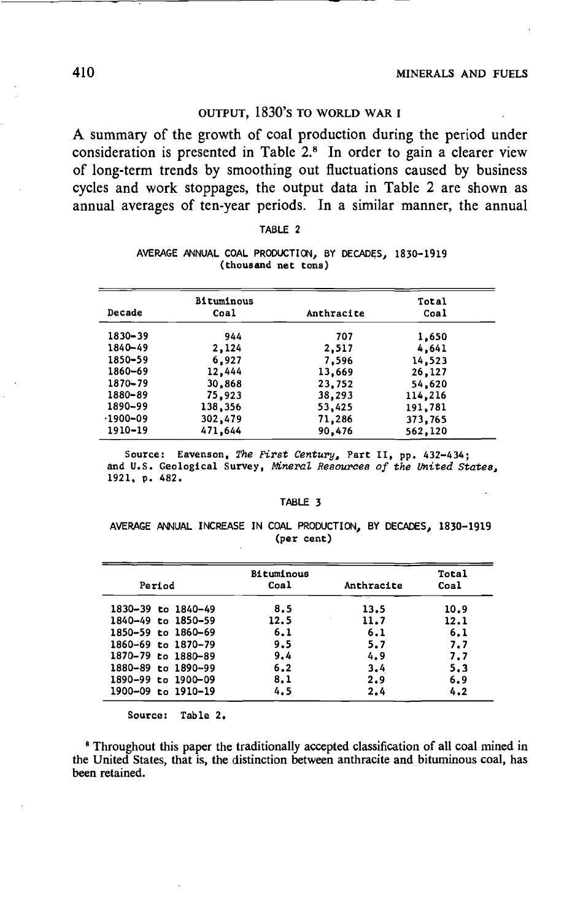### OUTPUT, 1830'S TO WORLD WAR I

A summary of the growth of coal production during the period under consideration is presented in Table 2.[8] In order to gain a clearer view of long-term trends by smoothing out fluctuations caused by business cycles and work stoppages, the output data in Table 2 are shown as annual averages of ten-year periods. In a similar manner, the annual

TABLE 2

AVERAGE ANNUAL COAL PRODUCTION, BY DECADES, 1830-1919
(thousand net tons)

| Decade | Bituminous Coal | Anthracite | Total Coal |
|---|---|---|---|
| 1830-39 | 944 | 707 | 1,650 |
| 1840-49 | 2,124 | 2,517 | 4,641 |
| 1850-59 | 6,927 | 7,596 | 14,523 |
| 1860-69 | 12,444 | 13,669 | 26,127 |
| 1870-79 | 30,868 | 23,752 | 54,620 |
| 1880-89 | 75,923 | 38,293 | 114,216 |
| 1890-99 | 138,356 | 53,425 | 191,781 |
| 1900-09 | 302,479 | 71,286 | 373,765 |
| 1910-19 | 471,644 | 90,476 | 562,120 |

Source: Eavenson, *The First Century*, Part II, pp. 432-434; and U.S. Geological Survey, *Mineral Resources of the United States*, 1921, p. 482.

TABLE 3

AVERAGE ANNUAL INCREASE IN COAL PRODUCTION, BY DECADES, 1830-1919
(per cent)

| Period | Bituminous Coal | Anthracite | Total Coal |
|---|---|---|---|
| 1830-39 to 1840-49 | 8.5 | 13.5 | 10.9 |
| 1840-49 to 1850-59 | 12.5 | 11.7 | 12.1 |
| 1850-59 to 1860-69 | 6.1 | 6.1 | 6.1 |
| 1860-69 to 1870-79 | 9.5 | 5.7 | 7.7 |
| 1870-79 to 1880-89 | 9.4 | 4.9 | 7.7 |
| 1880-89 to 1890-99 | 6.2 | 3.4 | 5.3 |
| 1890-99 to 1900-09 | 8.1 | 2.9 | 6.9 |
| 1900-09 to 1910-19 | 4.5 | 2.4 | 4.2 |

Source: Table 2.

[8] Throughout this paper the traditionally accepted classification of all coal mined in the United States, that is, the distinction between anthracite and bituminous coal, has been retained.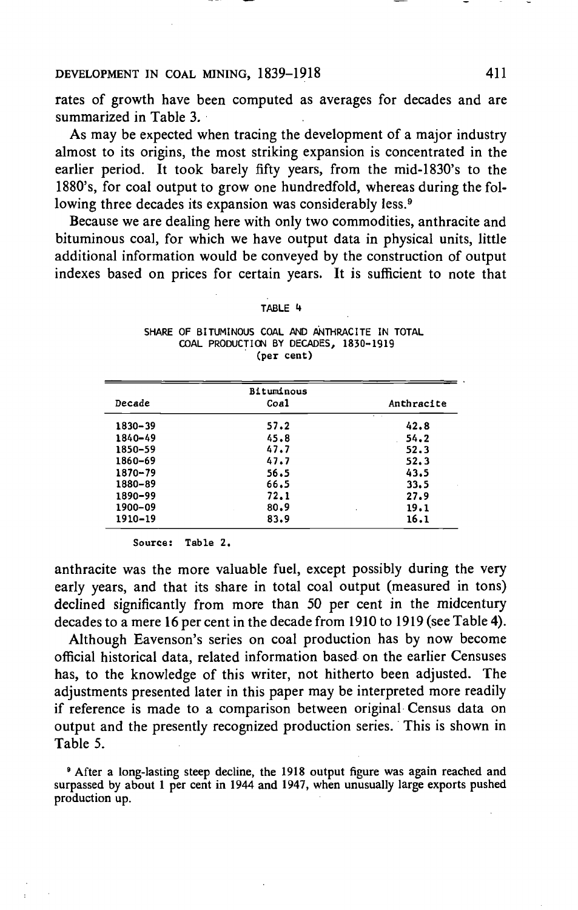rates of growth have been computed as averages for decades and are summarized in Table 3.

As may be expected when tracing the development of a major industry almost to its origins, the most striking expansion is concentrated in the earlier period. It took barely fifty years, from the mid-1830's to the 1880's, for coal output to grow one hundredfold, whereas during the following three decades its expansion was considerably less.[9]

Because we are dealing here with only two commodities, anthracite and bituminous coal, for which we have output data in physical units, little additional information would be conveyed by the construction of output indexes based on prices for certain years. It is sufficient to note that

TABLE 4

SHARE OF BITUMINOUS COAL AND ANTHRACITE IN TOTAL COAL PRODUCTION BY DECADES, 1830-1919
(per cent)

| Decade | Bituminous Coal | Anthracite |
|---|---|---|
| 1830-39 | 57.2 | 42.8 |
| 1840-49 | 45.8 | 54.2 |
| 1850-59 | 47.7 | 52.3 |
| 1860-69 | 47.7 | 52.3 |
| 1870-79 | 56.5 | 43.5 |
| 1880-89 | 66.5 | 33.5 |
| 1890-99 | 72.1 | 27.9 |
| 1900-09 | 80.9 | 19.1 |
| 1910-19 | 83.9 | 16.1 |

Source: Table 2.

anthracite was the more valuable fuel, except possibly during the very early years, and that its share in total coal output (measured in tons) declined significantly from more than 50 per cent in the midcentury decades to a mere 16 per cent in the decade from 1910 to 1919 (see Table 4).

Although Eavenson's series on coal production has by now become official historical data, related information based on the earlier Censuses has, to the knowledge of this writer, not hitherto been adjusted. The adjustments presented later in this paper may be interpreted more readily if reference is made to a comparison between original Census data on output and the presently recognized production series. This is shown in Table 5.

[9] After a long-lasting steep decline, the 1918 output figure was again reached and surpassed by about 1 per cent in 1944 and 1947, when unusually large exports pushed production up.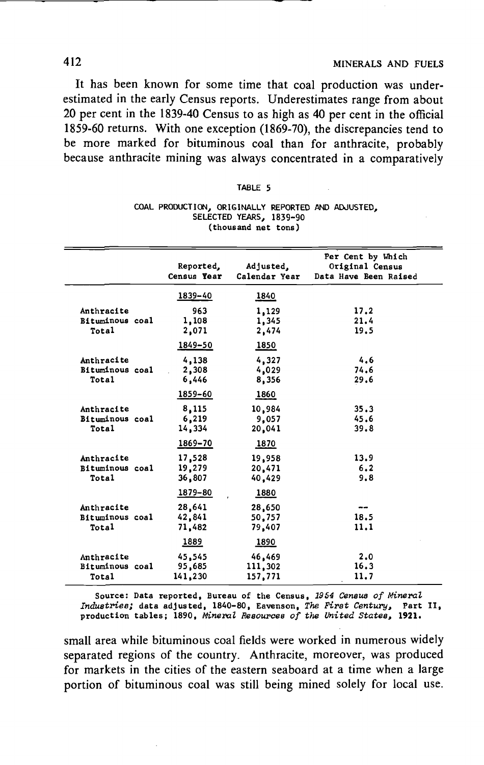It has been known for some time that coal production was underestimated in the early Census reports. Underestimates range from about 20 per cent in the 1839-40 Census to as high as 40 per cent in the official 1859-60 returns. With one exception (1869-70), the discrepancies tend to be more marked for bituminous coal than for anthracite, probably because anthracite mining was always concentrated in a comparatively small area while bituminous coal fields were worked in numerous widely separated regions of the country. Anthracite, moreover, was produced for markets in the cities of the eastern seaboard at a time when a large portion of bituminous coal was still being mined solely for local use.

TABLE 5

COAL PRODUCTION, ORIGINALLY REPORTED AND ADJUSTED, SELECTED YEARS, 1839-90
(thousand net tons)

| | Reported, Census Year | Adjusted, Calendar Year | Per Cent by Which Original Census Data Have Been Raised |
|---|---|---|---|
| | 1839-40 | 1840 | |
| Anthracite | 963 | 1,129 | 17.2 |
| Bituminous coal | 1,108 | 1,345 | 21.4 |
| Total | 2,071 | 2,474 | 19.5 |
| | 1849-50 | 1850 | |
| Anthracite | 4,138 | 4,327 | 4.6 |
| Bituminous coal | 2,308 | 4,029 | 74.6 |
| Total | 6,446 | 8,356 | 29.6 |
| | 1859-60 | 1860 | |
| Anthracite | 8,115 | 10,984 | 35.3 |
| Bituminous coal | 6,219 | 9,057 | 45.6 |
| Total | 14,334 | 20,041 | 39.8 |
| | 1869-70 | 1870 | |
| Anthracite | 17,528 | 19,958 | 13.9 |
| Bituminous coal | 19,279 | 20,471 | 6.2 |
| Total | 36,807 | 40,429 | 9.8 |
| | 1879-80 | 1880 | |
| Anthracite | 28,641 | 28,650 | -- |
| Bituminous coal | 42,841 | 50,757 | 18.5 |
| Total | 71,482 | 79,407 | 11.1 |
| | 1889 | 1890 | |
| Anthracite | 45,545 | 46,469 | 2.0 |
| Bituminous coal | 95,685 | 111,302 | 16.3 |
| Total | 141,230 | 157,771 | 11.7 |

Source: Data reported, Bureau of the Census, *1954 Census of Mineral Industries;* data adjusted, 1840-80, Eavenson, *The First Century,* Part II, production tables; 1890, *Mineral Resources of the United States,* 1921.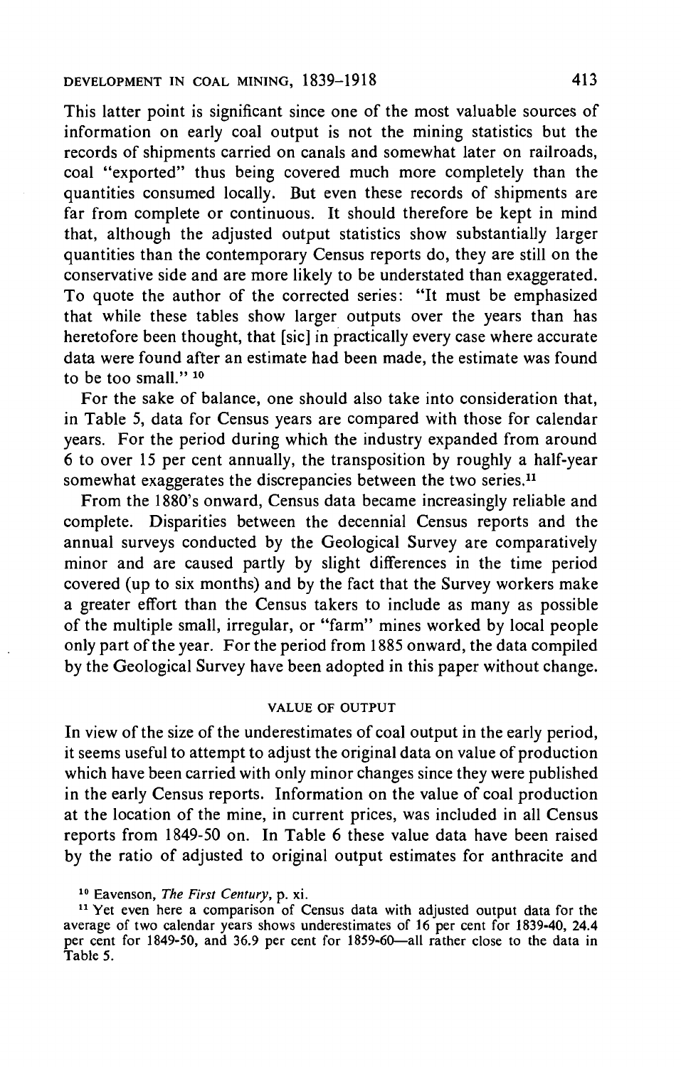This latter point is significant since one of the most valuable sources of information on early coal output is not the mining statistics but the records of shipments carried on canals and somewhat later on railroads, coal "exported" thus being covered much more completely than the quantities consumed locally. But even these records of shipments are far from complete or continuous. It should therefore be kept in mind that, although the adjusted output statistics show substantially larger quantities than the contemporary Census reports do, they are still on the conservative side and are more likely to be understated than exaggerated. To quote the author of the corrected series: "It must be emphasized that while these tables show larger outputs over the years than has heretofore been thought, that [sic] in practically every case where accurate data were found after an estimate had been made, the estimate was found to be too small." [10]

For the sake of balance, one should also take into consideration that, in Table 5, data for Census years are compared with those for calendar years. For the period during which the industry expanded from around 6 to over 15 per cent annually, the transposition by roughly a half-year somewhat exaggerates the discrepancies between the two series.[11]

From the 1880's onward, Census data became increasingly reliable and complete. Disparities between the decennial Census reports and the annual surveys conducted by the Geological Survey are comparatively minor and are caused partly by slight differences in the time period covered (up to six months) and by the fact that the Survey workers make a greater effort than the Census takers to include as many as possible of the multiple small, irregular, or "farm" mines worked by local people only part of the year. For the period from 1885 onward, the data compiled by the Geological Survey have been adopted in this paper without change.

## VALUE OF OUTPUT

In view of the size of the underestimates of coal output in the early period, it seems useful to attempt to adjust the original data on value of production which have been carried with only minor changes since they were published in the early Census reports. Information on the value of coal production at the location of the mine, in current prices, was included in all Census reports from 1849-50 on. In Table 6 these value data have been raised by the ratio of adjusted to original output estimates for anthracite and

[10] Eavenson, *The First Century*, p. xi.

[11] Yet even here a comparison of Census data with adjusted output data for the average of two calendar years shows underestimates of 16 per cent for 1839-40, 24.4 per cent for 1849-50, and 36.9 per cent for 1859-60—all rather close to the data in Table 5.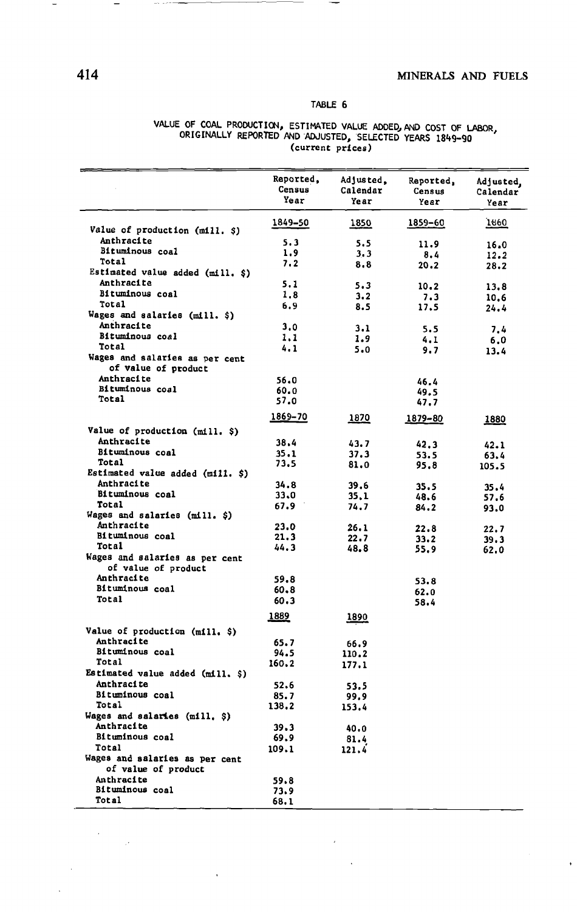TABLE 6

VALUE OF COAL PRODUCTION, ESTIMATED VALUE ADDED, AND COST OF LABOR, ORIGINALLY REPORTED AND ADJUSTED, SELECTED YEARS 1849-90
(current prices)

| | Reported, Census Year | Adjusted, Calendar Year | Reported, Census Year | Adjusted, Calendar Year |
|---|---|---|---|---|
| | 1849–50 | 1850 | 1859–60 | 1860 |
| Value of production (mill. $) | | | | |
| Anthracite | 5.3 | 5.5 | 11.9 | 16.0 |
| Bituminous coal | 1.9 | 3.3 | 8.4 | 12.2 |
| Total | 7.2 | 8.8 | 20.2 | 28.2 |
| Estimated value added (mill. $) | | | | |
| Anthracite | 5.1 | 5.3 | 10.2 | 13.8 |
| Bituminous coal | 1.8 | 3.2 | 7.3 | 10.6 |
| Total | 6.9 | 8.5 | 17.5 | 24.4 |
| Wages and salaries (mill. $) | | | | |
| Anthracite | 3.0 | 3.1 | 5.5 | 7.4 |
| Bituminous coal | 1.1 | 1.9 | 4.1 | 6.0 |
| Total | 4.1 | 5.0 | 9.7 | 13.4 |
| Wages and salaries as per cent of value of product | | | | |
| Anthracite | 56.0 | | 46.4 | |
| Bituminous coal | 60.0 | | 49.5 | |
| Total | 57.0 | | 47.7 | |
| | 1869–70 | 1870 | 1879–80 | 1880 |
| Value of production (mill. $) | | | | |
| Anthracite | 38.4 | 43.7 | 42.3 | 42.1 |
| Bituminous coal | 35.1 | 37.3 | 53.5 | 63.4 |
| Total | 73.5 | 81.0 | 95.8 | 105.5 |
| Estimated value added (mill. $) | | | | |
| Anthracite | 34.8 | 39.6 | 35.5 | 35.4 |
| Bituminous coal | 33.0 | 35.1 | 48.6 | 57.6 |
| Total | 67.9 | 74.7 | 84.2 | 93.0 |
| Wages and salaries (mill. $) | | | | |
| Anthracite | 23.0 | 26.1 | 22.8 | 22.7 |
| Bituminous coal | 21.3 | 22.7 | 33.2 | 39.3 |
| Total | 44.3 | 48.8 | 55.9 | 62.0 |
| Wages and salaries as per cent of value of product | | | | |
| Anthracite | 59.8 | | 53.8 | |
| Bituminous coal | 60.8 | | 62.0 | |
| Total | 60.3 | | 58.4 | |
| | 1889 | 1890 | | |
| Value of production (mill. $) | | | | |
| Anthracite | 65.7 | 66.9 | | |
| Bituminous coal | 94.5 | 110.2 | | |
| Total | 160.2 | 177.1 | | |
| Estimated value added (mill. $) | | | | |
| Anthracite | 52.6 | 53.5 | | |
| Bituminous coal | 85.7 | 99.9 | | |
| Total | 138.2 | 153.4 | | |
| Wages and salaries (mill. $) | | | | |
| Anthracite | 39.3 | 40.0 | | |
| Bituminous coal | 69.9 | 81.4 | | |
| Total | 109.1 | 121.4 | | |
| Wages and salaries as per cent of value of product | | | | |
| Anthracite | 59.8 | | | |
| Bituminous coal | 73.9 | | | |
| Total | 68.1 | | | |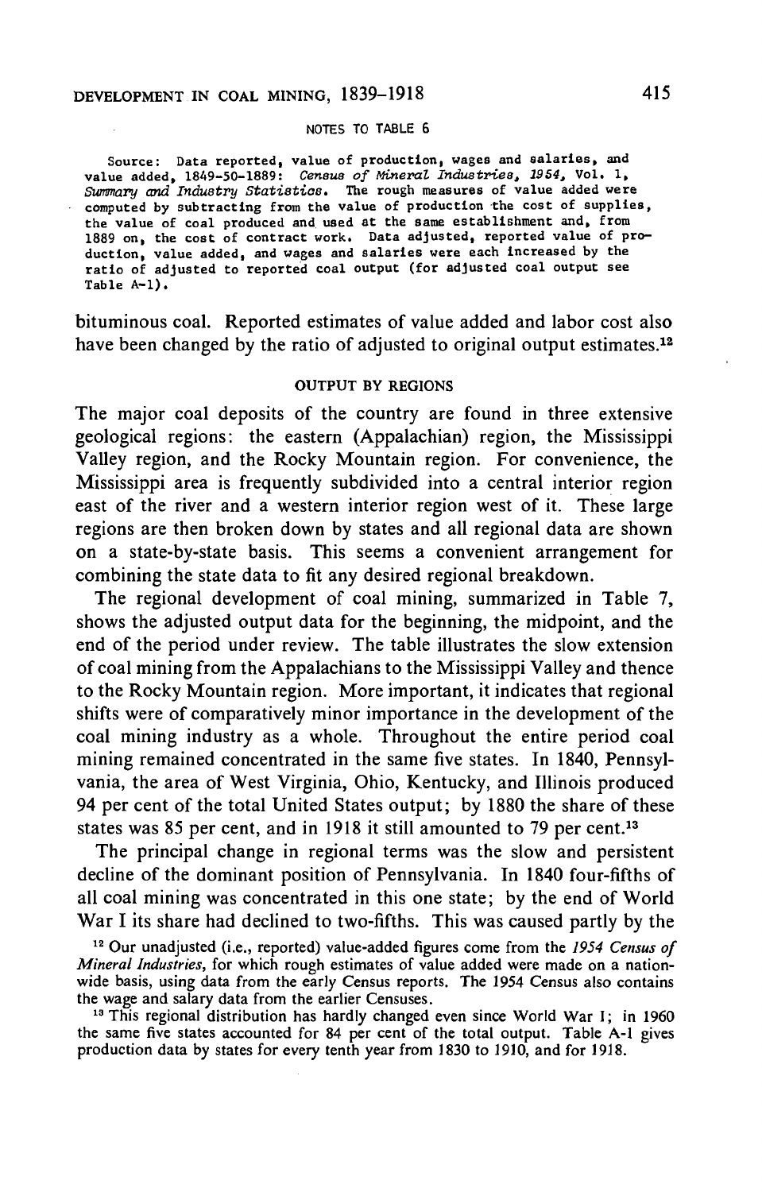NOTES TO TABLE 6

Source: Data reported, value of production, wages and salaries, and value added, 1849-50-1889: *Census of Mineral Industries, 1954*, Vol. 1, *Summary and Industry Statistics*. The rough measures of value added were computed by subtracting from the value of production the cost of supplies, the value of coal produced and used at the same establishment and, from 1889 on, the cost of contract work. Data adjusted, reported value of production, value added, and wages and salaries were each increased by the ratio of adjusted to reported coal output (for adjusted coal output see Table A-1).

bituminous coal. Reported estimates of value added and labor cost also have been changed by the ratio of adjusted to original output estimates.[12]

## OUTPUT BY REGIONS

The major coal deposits of the country are found in three extensive geological regions: the eastern (Appalachian) region, the Mississippi Valley region, and the Rocky Mountain region. For convenience, the Mississippi area is frequently subdivided into a central interior region east of the river and a western interior region west of it. These large regions are then broken down by states and all regional data are shown on a state-by-state basis. This seems a convenient arrangement for combining the state data to fit any desired regional breakdown.

The regional development of coal mining, summarized in Table 7, shows the adjusted output data for the beginning, the midpoint, and the end of the period under review. The table illustrates the slow extension of coal mining from the Appalachians to the Mississippi Valley and thence to the Rocky Mountain region. More important, it indicates that regional shifts were of comparatively minor importance in the development of the coal mining industry as a whole. Throughout the entire period coal mining remained concentrated in the same five states. In 1840, Pennsylvania, the area of West Virginia, Ohio, Kentucky, and Illinois produced 94 per cent of the total United States output; by 1880 the share of these states was 85 per cent, and in 1918 it still amounted to 79 per cent.[13]

The principal change in regional terms was the slow and persistent decline of the dominant position of Pennsylvania. In 1840 four-fifths of all coal mining was concentrated in this one state; by the end of World War I its share had declined to two-fifths. This was caused partly by the

[12] Our unadjusted (i.e., reported) value-added figures come from the *1954 Census of Mineral Industries*, for which rough estimates of value added were made on a nationwide basis, using data from the early Census reports. The 1954 Census also contains the wage and salary data from the earlier Censuses.

[13] This regional distribution has hardly changed even since World War I; in 1960 the same five states accounted for 84 per cent of the total output. Table A-1 gives production data by states for every tenth year from 1830 to 1910, and for 1918.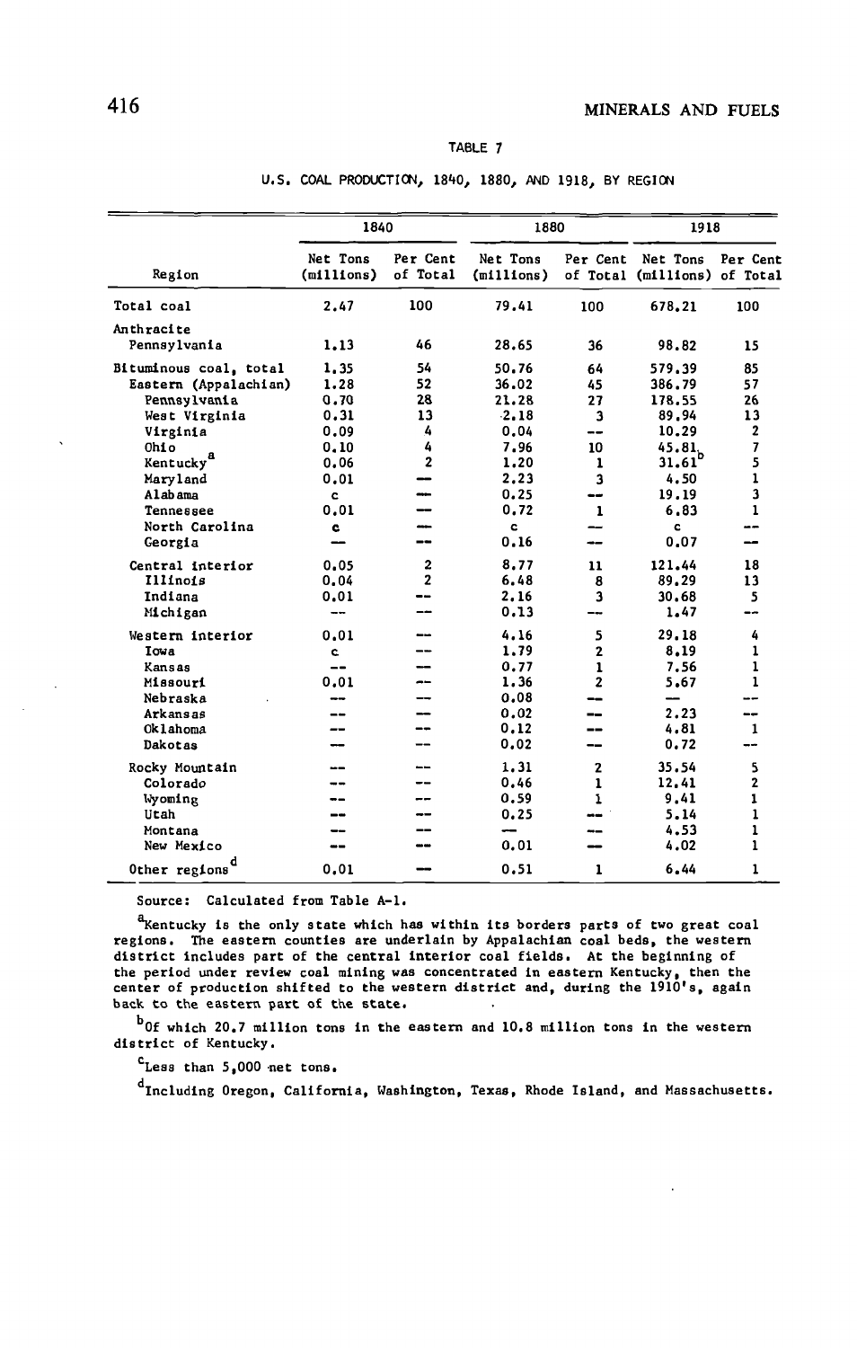TABLE 7

U.S. COAL PRODUCTION, 1840, 1880, AND 1918, BY REGION

| Region | 1840 | | 1880 | | 1918 | |
|---|---|---|---|---|---|---|
| | Net Tons (millions) | Per Cent of Total | Net Tons (millions) | Per Cent of Total | Net Tons (millions) | Per Cent of Total |
| Total coal | 2.47 | 100 | 79.41 | 100 | 678.21 | 100 |
| Anthracite | | | | | | |
| Pennsylvania | 1.13 | 46 | 28.65 | 36 | 98.82 | 15 |
| Bituminous coal, total | 1.35 | 54 | 50.76 | 64 | 579.39 | 85 |
| Eastern (Appalachian) | 1.28 | 52 | 36.02 | 45 | 386.79 | 57 |
| Pennsylvania | 0.70 | 28 | 21.28 | 27 | 178.55 | 26 |
| West Virginia | 0.31 | 13 | 2.18 | 3 | 89.94 | 13 |
| Virginia | 0.09 | 4 | 0.04 | -- | 10.29 | 2 |
| Ohio | 0.10 | 4 | 7.96 | 10 | 45.81 | 7 |
| Kentucky[a] | 0.06 | 2 | 1.20 | 1 | 31.61[b] | 5 |
| Maryland | 0.01 | -- | 2.23 | 3 | 4.50 | 1 |
| Alabama | c | -- | 0.25 | -- | 19.19 | 3 |
| Tennessee | 0.01 | -- | 0.72 | 1 | 6.83 | 1 |
| North Carolina | c | -- | c | -- | c | -- |
| Georgia | -- | -- | 0.16 | -- | 0.07 | -- |
| Central interior | 0.05 | 2 | 8.77 | 11 | 121.44 | 18 |
| Illinois | 0.04 | 2 | 6.48 | 8 | 89.29 | 13 |
| Indiana | 0.01 | -- | 2.16 | 3 | 30.68 | 5 |
| Michigan | -- | -- | 0.13 | -- | 1.47 | -- |
| Western interior | 0.01 | -- | 4.16 | 5 | 29.18 | 4 |
| Iowa | c | -- | 1.79 | 2 | 8.19 | 1 |
| Kansas | -- | -- | 0.77 | 1 | 7.56 | 1 |
| Missouri | 0.01 | -- | 1.36 | 2 | 5.67 | 1 |
| Nebraska | -- | -- | 0.08 | -- | -- | -- |
| Arkansas | -- | -- | 0.02 | -- | 2.23 | -- |
| Oklahoma | -- | -- | 0.12 | -- | 4.81 | 1 |
| Dakotas | -- | -- | 0.02 | -- | 0.72 | -- |
| Rocky Mountain | -- | -- | 1.31 | 2 | 35.54 | 5 |
| Colorado | -- | -- | 0.46 | 1 | 12.41 | 2 |
| Wyoming | -- | -- | 0.59 | 1 | 9.41 | 1 |
| Utah | -- | -- | 0.25 | -- | 5.14 | 1 |
| Montana | -- | -- | -- | -- | 4.53 | 1 |
| New Mexico | -- | -- | 0.01 | -- | 4.02 | 1 |
| Other regions[d] | 0.01 | -- | 0.51 | 1 | 6.44 | 1 |

Source: Calculated from Table A-1.

[a]Kentucky is the only state which has within its borders parts of two great coal regions. The eastern counties are underlain by Appalachian coal beds, the western district includes part of the central interior coal fields. At the beginning of the period under review coal mining was concentrated in eastern Kentucky, then the center of production shifted to the western district and, during the 1910's, again back to the eastern part of the state.

[b]Of which 20.7 million tons in the eastern and 10.8 million tons in the western district of Kentucky.

[c]Less than 5,000 net tons.

[d]Including Oregon, California, Washington, Texas, Rhode Island, and Massachusetts.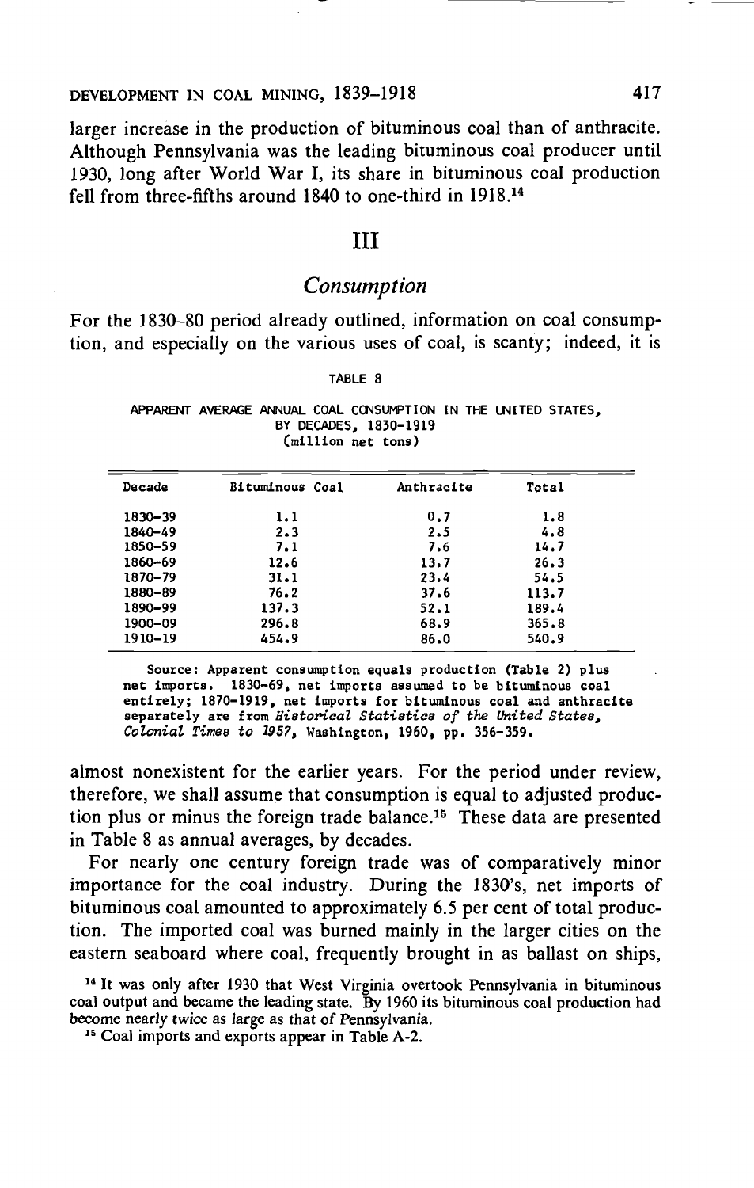larger increase in the production of bituminous coal than of anthracite. Although Pennsylvania was the leading bituminous coal producer until 1930, long after World War I, its share in bituminous coal production fell from three-fifths around 1840 to one-third in 1918.[14]

## III

### *Consumption*

For the 1830–80 period already outlined, information on coal consumption, and especially on the various uses of coal, is scanty; indeed, it is almost nonexistent for the earlier years. For the period under review, therefore, we shall assume that consumption is equal to adjusted production plus or minus the foreign trade balance.[15] These data are presented in Table 8 as annual averages, by decades.

TABLE 8

APPARENT AVERAGE ANNUAL COAL CONSUMPTION IN THE UNITED STATES, BY DECADES, 1830–1919
(million net tons)

| Decade | Bituminous Coal | Anthracite | Total |
|---|---|---|---|
| 1830–39 | 1.1 | 0.7 | 1.8 |
| 1840–49 | 2.3 | 2.5 | 4.8 |
| 1850–59 | 7.1 | 7.6 | 14.7 |
| 1860–69 | 12.6 | 13.7 | 26.3 |
| 1870–79 | 31.1 | 23.4 | 54.5 |
| 1880–89 | 76.2 | 37.6 | 113.7 |
| 1890–99 | 137.3 | 52.1 | 189.4 |
| 1900–09 | 296.8 | 68.9 | 365.8 |
| 1910–19 | 454.9 | 86.0 | 540.9 |

Source: Apparent consumption equals production (Table 2) plus net imports. 1830–69, net imports assumed to be bituminous coal entirely; 1870–1919, net imports for bituminous coal and anthracite separately are from *Historical Statistics of the United States, Colonial Times to 1957*, Washington, 1960, pp. 356–359.

For nearly one century foreign trade was of comparatively minor importance for the coal industry. During the 1830's, net imports of bituminous coal amounted to approximately 6.5 per cent of total production. The imported coal was burned mainly in the larger cities on the eastern seaboard where coal, frequently brought in as ballast on ships,

[14] It was only after 1930 that West Virginia overtook Pennsylvania in bituminous coal output and became the leading state. By 1960 its bituminous coal production had become nearly twice as large as that of Pennsylvania.

[15] Coal imports and exports appear in Table A-2.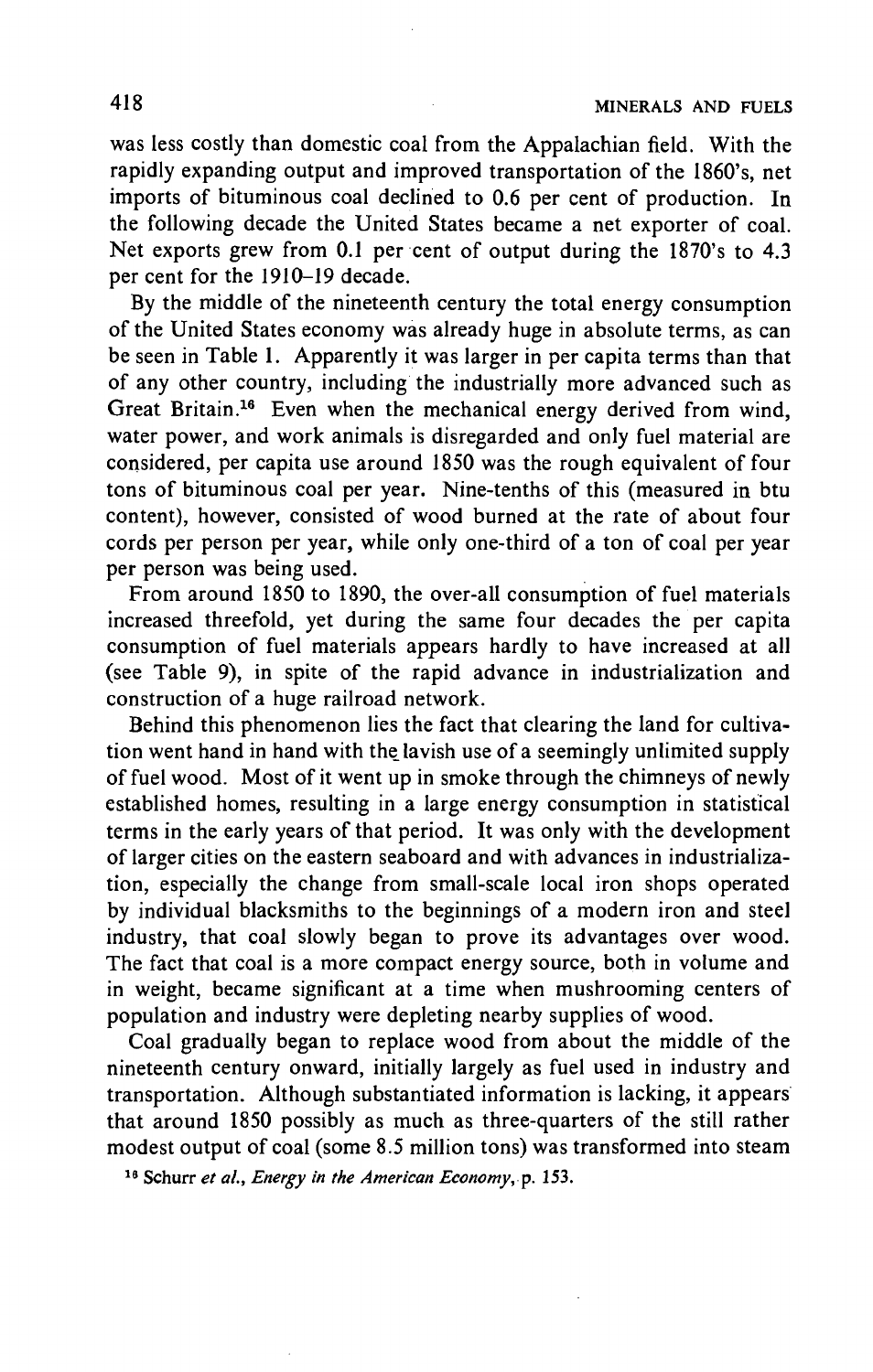was less costly than domestic coal from the Appalachian field. With the rapidly expanding output and improved transportation of the 1860's, net imports of bituminous coal declined to 0.6 per cent of production. In the following decade the United States became a net exporter of coal. Net exports grew from 0.1 per cent of output during the 1870's to 4.3 per cent for the 1910–19 decade.

By the middle of the nineteenth century the total energy consumption of the United States economy was already huge in absolute terms, as can be seen in Table 1. Apparently it was larger in per capita terms than that of any other country, including the industrially more advanced such as Great Britain.[16] Even when the mechanical energy derived from wind, water power, and work animals is disregarded and only fuel material are considered, per capita use around 1850 was the rough equivalent of four tons of bituminous coal per year. Nine-tenths of this (measured in btu content), however, consisted of wood burned at the rate of about four cords per person per year, while only one-third of a ton of coal per year per person was being used.

From around 1850 to 1890, the over-all consumption of fuel materials increased threefold, yet during the same four decades the per capita consumption of fuel materials appears hardly to have increased at all (see Table 9), in spite of the rapid advance in industrialization and construction of a huge railroad network.

Behind this phenomenon lies the fact that clearing the land for cultivation went hand in hand with the lavish use of a seemingly unlimited supply of fuel wood. Most of it went up in smoke through the chimneys of newly established homes, resulting in a large energy consumption in statistical terms in the early years of that period. It was only with the development of larger cities on the eastern seaboard and with advances in industrialization, especially the change from small-scale local iron shops operated by individual blacksmiths to the beginnings of a modern iron and steel industry, that coal slowly began to prove its advantages over wood. The fact that coal is a more compact energy source, both in volume and in weight, became significant at a time when mushrooming centers of population and industry were depleting nearby supplies of wood.

Coal gradually began to replace wood from about the middle of the nineteenth century onward, initially largely as fuel used in industry and transportation. Although substantiated information is lacking, it appears that around 1850 possibly as much as three-quarters of the still rather modest output of coal (some 8.5 million tons) was transformed into steam

[16] Schurr *et al.*, *Energy in the American Economy*, p. 153.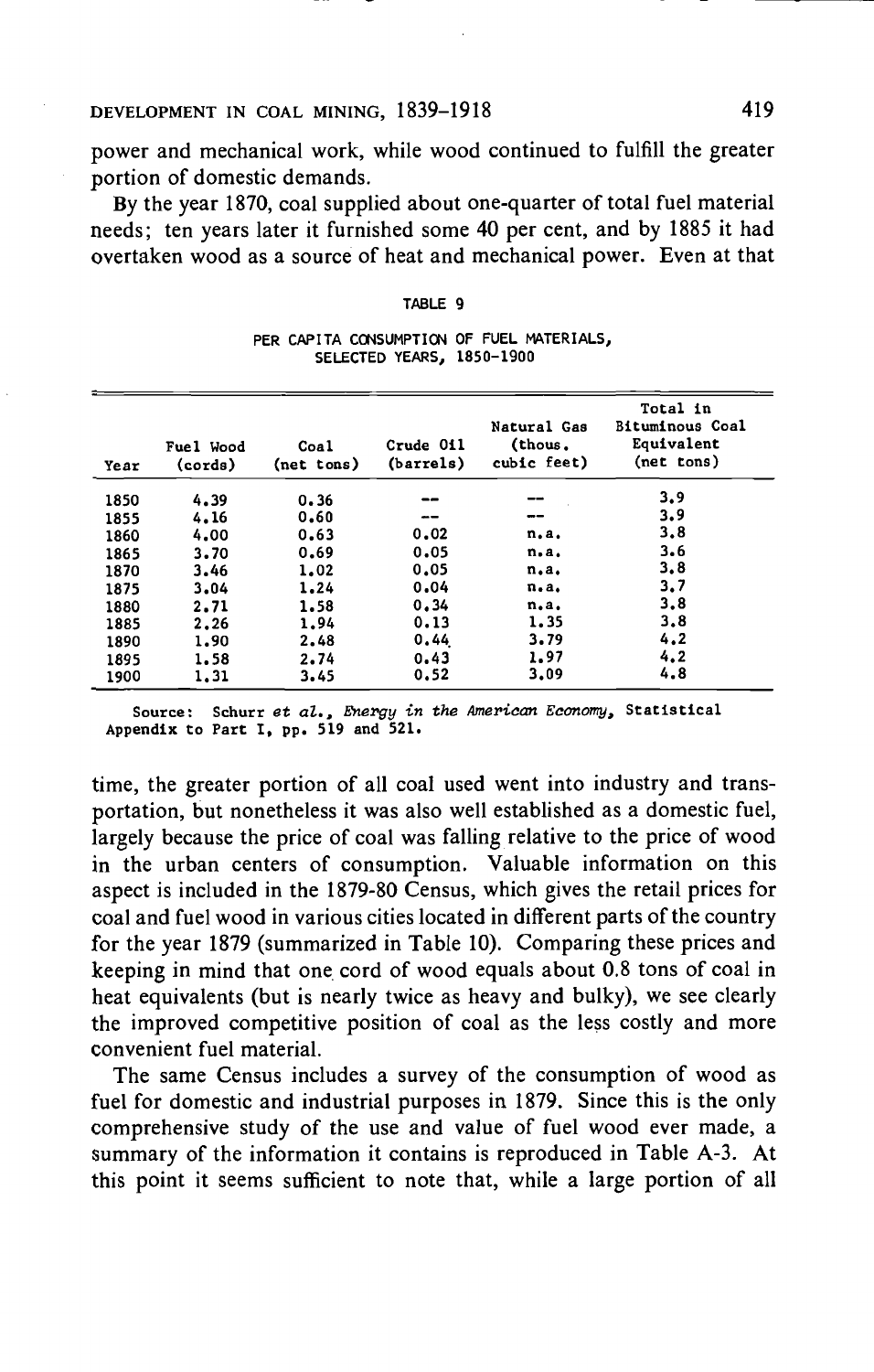power and mechanical work, while wood continued to fulfill the greater portion of domestic demands.

By the year 1870, coal supplied about one-quarter of total fuel material needs; ten years later it furnished some 40 per cent, and by 1885 it had overtaken wood as a source of heat and mechanical power. Even at that time, the greater portion of all coal used went into industry and transportation, but nonetheless it was also well established as a domestic fuel, largely because the price of coal was falling relative to the price of wood in the urban centers of consumption. Valuable information on this aspect is included in the 1879-80 Census, which gives the retail prices for coal and fuel wood in various cities located in different parts of the country for the year 1879 (summarized in Table 10). Comparing these prices and keeping in mind that one cord of wood equals about 0.8 tons of coal in heat equivalents (but is nearly twice as heavy and bulky), we see clearly the improved competitive position of coal as the less costly and more convenient fuel material.

TABLE 9

PER CAPITA CONSUMPTION OF FUEL MATERIALS, SELECTED YEARS, 1850-1900

| Year | Fuel Wood (cords) | Coal (net tons) | Crude Oil (barrels) | Natural Gas (thous. cubic feet) | Total in Bituminous Coal Equivalent (net tons) |
|---|---|---|---|---|---|
| 1850 | 4.39 | 0.36 | -- | -- | 3.9 |
| 1855 | 4.16 | 0.60 | -- | -- | 3.9 |
| 1860 | 4.00 | 0.63 | 0.02 | n.a. | 3.8 |
| 1865 | 3.70 | 0.69 | 0.05 | n.a. | 3.6 |
| 1870 | 3.46 | 1.02 | 0.05 | n.a. | 3.8 |
| 1875 | 3.04 | 1.24 | 0.04 | n.a. | 3.7 |
| 1880 | 2.71 | 1.58 | 0.34 | n.a. | 3.8 |
| 1885 | 2.26 | 1.94 | 0.13 | 1.35 | 3.8 |
| 1890 | 1.90 | 2.48 | 0.44 | 3.79 | 4.2 |
| 1895 | 1.58 | 2.74 | 0.43 | 1.97 | 4.2 |
| 1900 | 1.31 | 3.45 | 0.52 | 3.09 | 4.8 |

Source: Schurr *et al.*, *Energy in the American Economy*, Statistical Appendix to Part I, pp. 519 and 521.

The same Census includes a survey of the consumption of wood as fuel for domestic and industrial purposes in 1879. Since this is the only comprehensive study of the use and value of fuel wood ever made, a summary of the information it contains is reproduced in Table A-3. At this point it seems sufficient to note that, while a large portion of all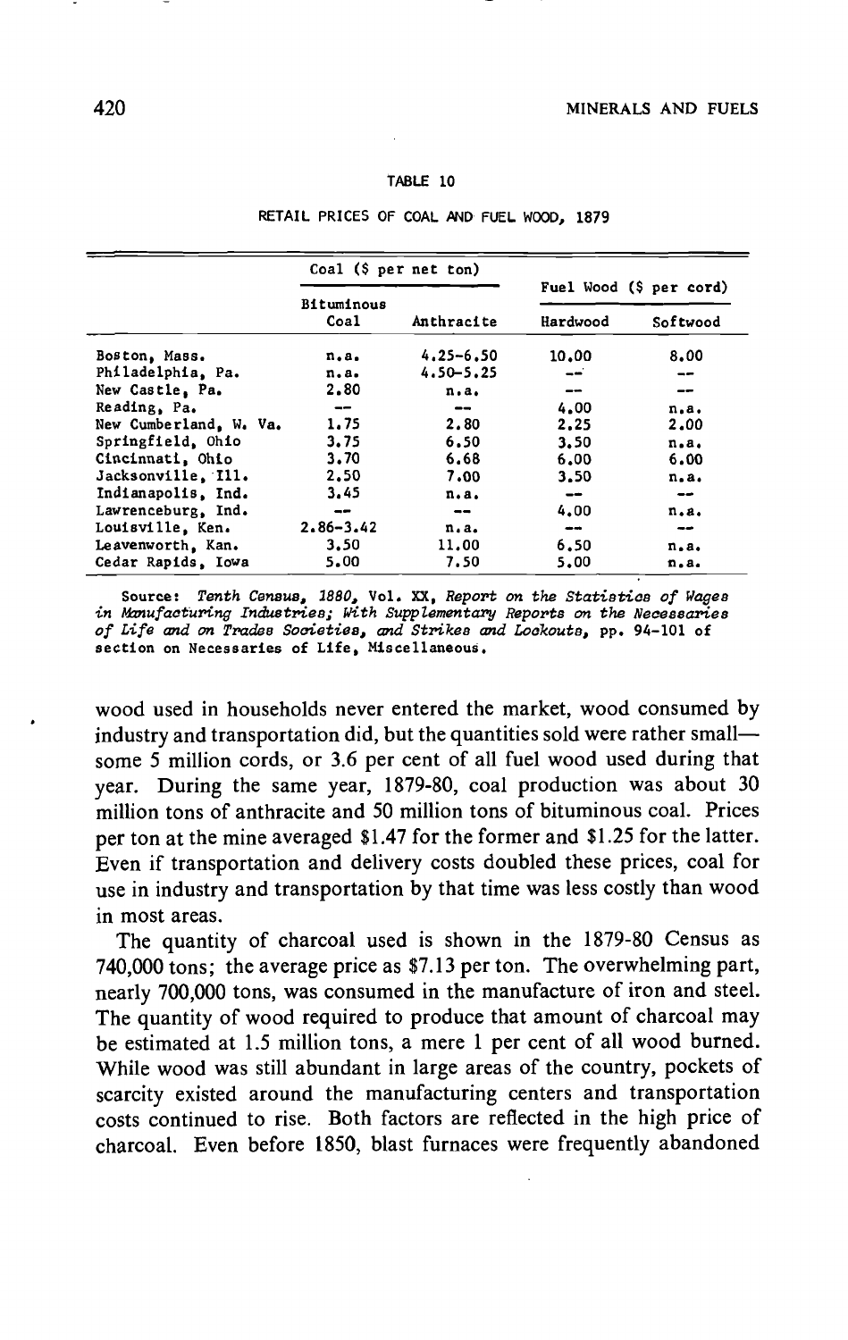TABLE 10

RETAIL PRICES OF COAL AND FUEL WOOD, 1879

| | Coal ($ per net ton) | | Fuel Wood ($ per cord) | |
|---|---|---|---|---|
| | Bituminous Coal | Anthracite | Hardwood | Softwood |
| Boston, Mass. | n.a. | 4.25-6.50 | 10.00 | 8.00 |
| Philadelphia, Pa. | n.a. | 4.50-5.25 | -- | -- |
| New Castle, Pa. | 2.80 | n.a. | -- | -- |
| Reading, Pa. | -- | -- | 4.00 | n.a. |
| New Cumberland, W. Va. | 1.75 | 2.80 | 2.25 | 2.00 |
| Springfield, Ohio | 3.75 | 6.50 | 3.50 | n.a. |
| Cincinnati, Ohio | 3.70 | 6.68 | 6.00 | 6.00 |
| Jacksonville, Ill. | 2.50 | 7.00 | 3.50 | n.a. |
| Indianapolis, Ind. | 3.45 | n.a. | -- | -- |
| Lawrenceburg, Ind. | -- | -- | 4.00 | n.a. |
| Louisville, Ken. | 2.86-3.42 | n.a. | -- | -- |
| Leavenworth, Kan. | 3.50 | 11.00 | 6.50 | n.a. |
| Cedar Rapids, Iowa | 5.00 | 7.50 | 5.00 | n.a. |

Source: *Tenth Census, 1880*, Vol. XX, *Report on the Statistics of Wages in Manufacturing Industries; With Supplementary Reports on the Necessaries of Life and on Trades Societies, and Strikes and Lockouts*, pp. 94-101 of section on Necessaries of Life, Miscellaneous.

wood used in households never entered the market, wood consumed by industry and transportation did, but the quantities sold were rather small—some 5 million cords, or 3.6 per cent of all fuel wood used during that year. During the same year, 1879-80, coal production was about 30 million tons of anthracite and 50 million tons of bituminous coal. Prices per ton at the mine averaged $1.47 for the former and $1.25 for the latter. Even if transportation and delivery costs doubled these prices, coal for use in industry and transportation by that time was less costly than wood in most areas.

The quantity of charcoal used is shown in the 1879-80 Census as 740,000 tons; the average price as $7.13 per ton. The overwhelming part, nearly 700,000 tons, was consumed in the manufacture of iron and steel. The quantity of wood required to produce that amount of charcoal may be estimated at 1.5 million tons, a mere 1 per cent of all wood burned. While wood was still abundant in large areas of the country, pockets of scarcity existed around the manufacturing centers and transportation costs continued to rise. Both factors are reflected in the high price of charcoal. Even before 1850, blast furnaces were frequently abandoned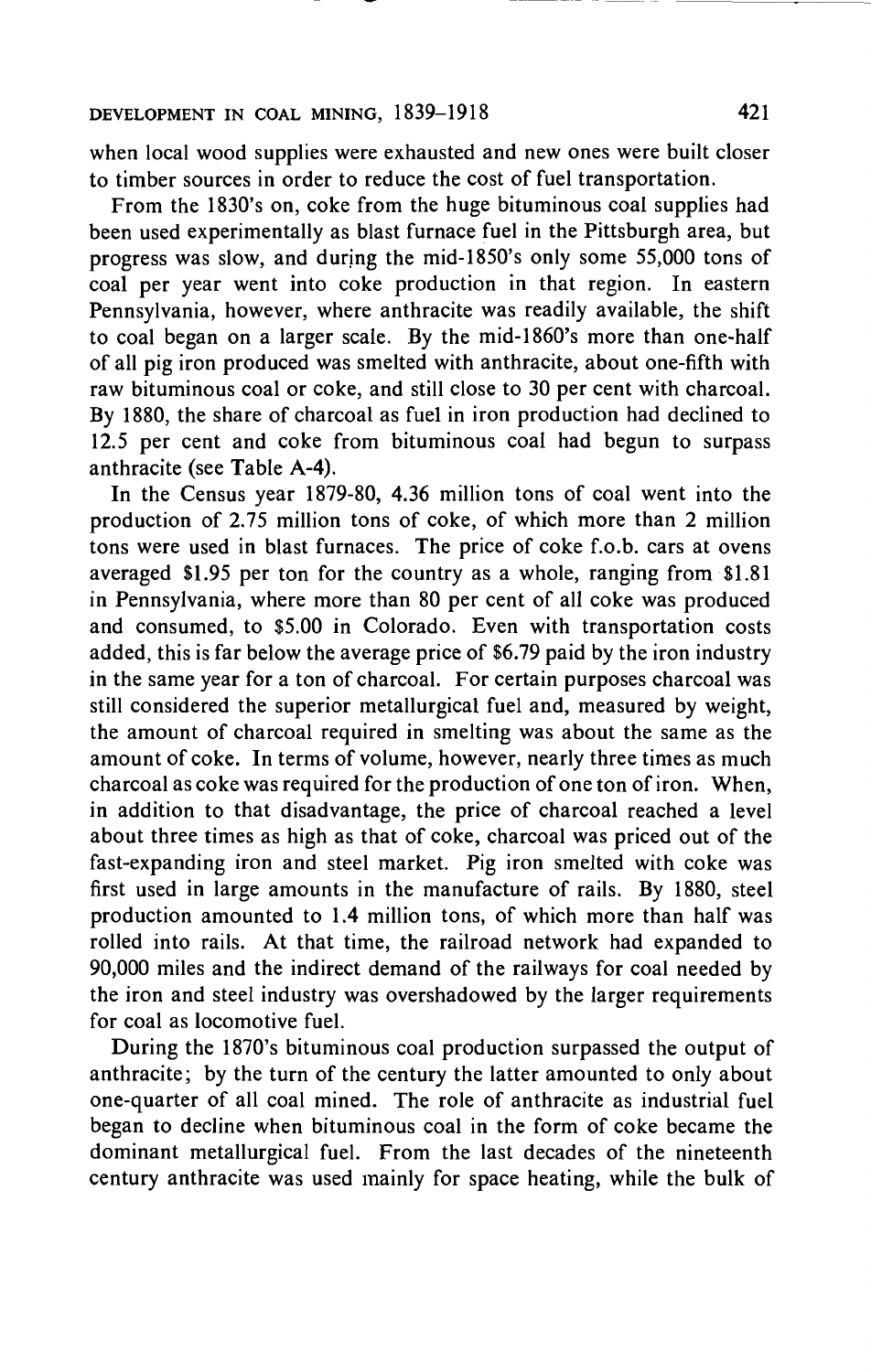when local wood supplies were exhausted and new ones were built closer to timber sources in order to reduce the cost of fuel transportation.

From the 1830's on, coke from the huge bituminous coal supplies had been used experimentally as blast furnace fuel in the Pittsburgh area, but progress was slow, and during the mid-1850's only some 55,000 tons of coal per year went into coke production in that region. In eastern Pennsylvania, however, where anthracite was readily available, the shift to coal began on a larger scale. By the mid-1860's more than one-half of all pig iron produced was smelted with anthracite, about one-fifth with raw bituminous coal or coke, and still close to 30 per cent with charcoal. By 1880, the share of charcoal as fuel in iron production had declined to 12.5 per cent and coke from bituminous coal had begun to surpass anthracite (see Table A-4).

In the Census year 1879-80, 4.36 million tons of coal went into the production of 2.75 million tons of coke, of which more than 2 million tons were used in blast furnaces. The price of coke f.o.b. cars at ovens averaged $1.95 per ton for the country as a whole, ranging from $1.81 in Pennsylvania, where more than 80 per cent of all coke was produced and consumed, to $5.00 in Colorado. Even with transportation costs added, this is far below the average price of $6.79 paid by the iron industry in the same year for a ton of charcoal. For certain purposes charcoal was still considered the superior metallurgical fuel and, measured by weight, the amount of charcoal required in smelting was about the same as the amount of coke. In terms of volume, however, nearly three times as much charcoal as coke was required for the production of one ton of iron. When, in addition to that disadvantage, the price of charcoal reached a level about three times as high as that of coke, charcoal was priced out of the fast-expanding iron and steel market. Pig iron smelted with coke was first used in large amounts in the manufacture of rails. By 1880, steel production amounted to 1.4 million tons, of which more than half was rolled into rails. At that time, the railroad network had expanded to 90,000 miles and the indirect demand of the railways for coal needed by the iron and steel industry was overshadowed by the larger requirements for coal as locomotive fuel.

During the 1870's bituminous coal production surpassed the output of anthracite; by the turn of the century the latter amounted to only about one-quarter of all coal mined. The role of anthracite as industrial fuel began to decline when bituminous coal in the form of coke became the dominant metallurgical fuel. From the last decades of the nineteenth century anthracite was used mainly for space heating, while the bulk of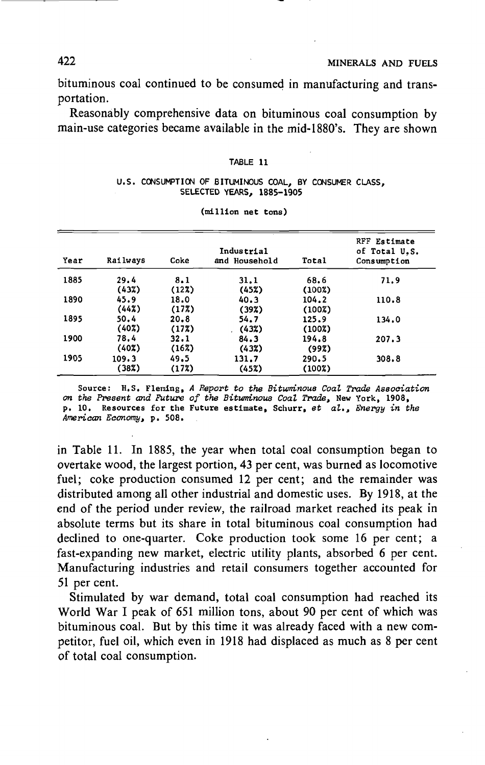bituminous coal continued to be consumed in manufacturing and transportation.

Reasonably comprehensive data on bituminous coal consumption by main-use categories became available in the mid-1880's. They are shown in Table 11.

TABLE 11

U.S. CONSUMPTION OF BITUMINOUS COAL, BY CONSUMER CLASS, SELECTED YEARS, 1885–1905

(million net tons)

| Year | Railways | Coke | Industrial and Household | Total | RFF Estimate of Total U.S. Consumption |
|---|---|---|---|---|---|
| 1885 | 29.4 (43%) | 8.1 (12%) | 31.1 (45%) | 68.6 (100%) | 71.9 |
| 1890 | 45.9 (44%) | 18.0 (17%) | 40.3 (39%) | 104.2 (100%) | 110.8 |
| 1895 | 50.4 (40%) | 20.8 (17%) | 54.7 (43%) | 125.9 (100%) | 134.0 |
| 1900 | 78.4 (40%) | 32.1 (16%) | 84.3 (43%) | 194.8 (99%) | 207.3 |
| 1905 | 109.3 (38%) | 49.5 (17%) | 131.7 (45%) | 290.5 (100%) | 308.8 |

Source: H.S. Fleming, *A Report to the Bituminous Coal Trade Association on the Present and Future of the Bituminous Coal Trade*, New York, 1908, p. 10. Resources for the Future estimate, Schurr, *et al.*, *Energy in the American Economy*, p. 508.

In 1885, the year when total coal consumption began to overtake wood, the largest portion, 43 per cent, was burned as locomotive fuel; coke production consumed 12 per cent; and the remainder was distributed among all other industrial and domestic uses. By 1918, at the end of the period under review, the railroad market reached its peak in absolute terms but its share in total bituminous coal consumption had declined to one-quarter. Coke production took some 16 per cent; a fast-expanding new market, electric utility plants, absorbed 6 per cent. Manufacturing industries and retail consumers together accounted for 51 per cent.

Stimulated by war demand, total coal consumption had reached its World War I peak of 651 million tons, about 90 per cent of which was bituminous coal. But by this time it was already faced with a new competitor, fuel oil, which even in 1918 had displaced as much as 8 per cent of total coal consumption.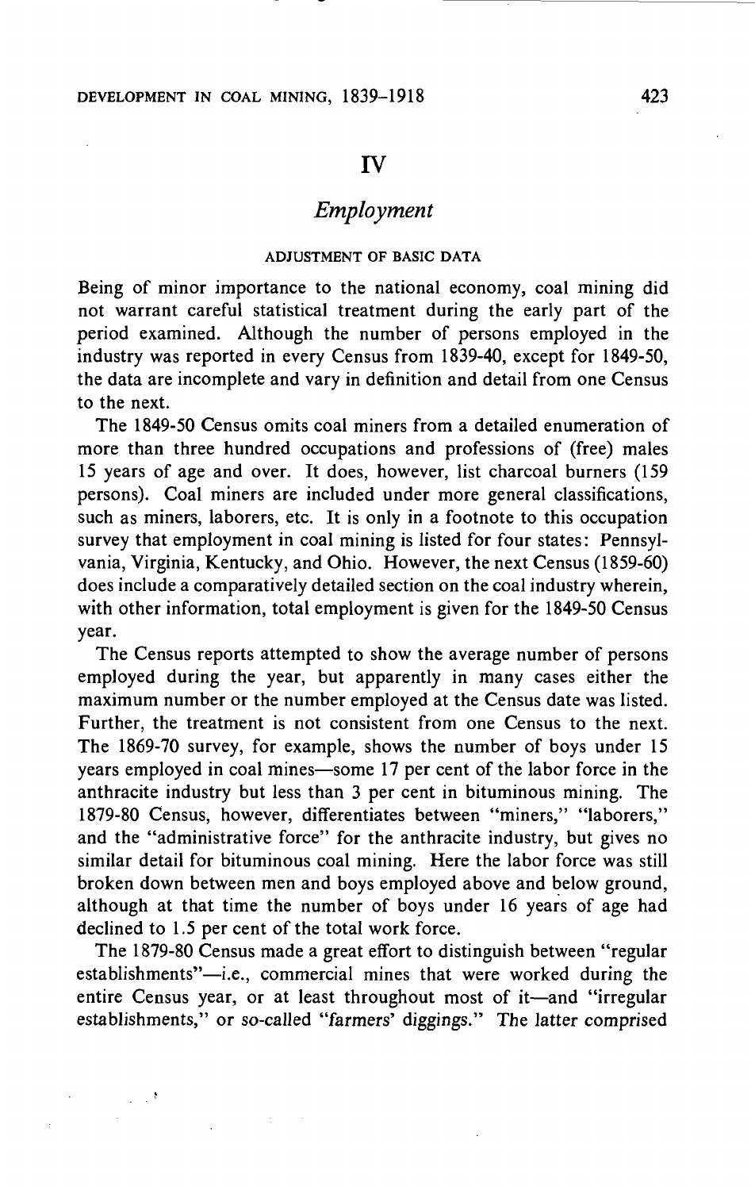# IV

## *Employment*

### ADJUSTMENT OF BASIC DATA

Being of minor importance to the national economy, coal mining did not warrant careful statistical treatment during the early part of the period examined. Although the number of persons employed in the industry was reported in every Census from 1839-40, except for 1849-50, the data are incomplete and vary in definition and detail from one Census to the next.

The 1849-50 Census omits coal miners from a detailed enumeration of more than three hundred occupations and professions of (free) males 15 years of age and over. It does, however, list charcoal burners (159 persons). Coal miners are included under more general classifications, such as miners, laborers, etc. It is only in a footnote to this occupation survey that employment in coal mining is listed for four states: Pennsylvania, Virginia, Kentucky, and Ohio. However, the next Census (1859-60) does include a comparatively detailed section on the coal industry wherein, with other information, total employment is given for the 1849-50 Census year.

The Census reports attempted to show the average number of persons employed during the year, but apparently in many cases either the maximum number or the number employed at the Census date was listed. Further, the treatment is not consistent from one Census to the next. The 1869-70 survey, for example, shows the number of boys under 15 years employed in coal mines—some 17 per cent of the labor force in the anthracite industry but less than 3 per cent in bituminous mining. The 1879-80 Census, however, differentiates between "miners," "laborers," and the "administrative force" for the anthracite industry, but gives no similar detail for bituminous coal mining. Here the labor force was still broken down between men and boys employed above and below ground, although at that time the number of boys under 16 years of age had declined to 1.5 per cent of the total work force.

The 1879-80 Census made a great effort to distinguish between "regular establishments"—i.e., commercial mines that were worked during the entire Census year, or at least throughout most of it—and "irregular establishments," or so-called "farmers' diggings." The latter comprised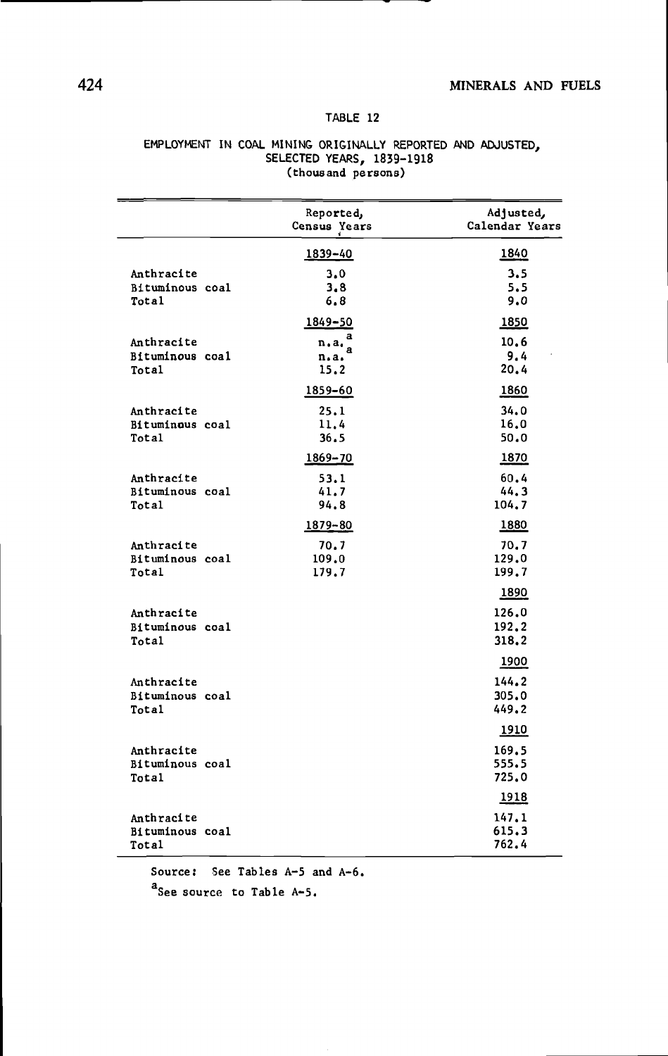TABLE 12

EMPLOYMENT IN COAL MINING ORIGINALLY REPORTED AND ADJUSTED, SELECTED YEARS, 1839-1918
(thousand persons)

| | Reported, Census Years | Adjusted, Calendar Years |
|---|---|---|
| | 1839-40 | 1840 |
| Anthracite | 3.0 | 3.5 |
| Bituminous coal | 3.8 | 5.5 |
| Total | 6.8 | 9.0 |
| | 1849-50 | 1850 |
| Anthracite | n.a.[a] | 10.6 |
| Bituminous coal | n.a.[a] | 9.4 |
| Total | 15.2 | 20.4 |
| | 1859-60 | 1860 |
| Anthracite | 25.1 | 34.0 |
| Bituminous coal | 11.4 | 16.0 |
| Total | 36.5 | 50.0 |
| | 1869-70 | 1870 |
| Anthracite | 53.1 | 60.4 |
| Bituminous coal | 41.7 | 44.3 |
| Total | 94.8 | 104.7 |
| | 1879-80 | 1880 |
| Anthracite | 70.7 | 70.7 |
| Bituminous coal | 109.0 | 129.0 |
| Total | 179.7 | 199.7 |
| | | 1890 |
| Anthracite | | 126.0 |
| Bituminous coal | | 192.2 |
| Total | | 318.2 |
| | | 1900 |
| Anthracite | | 144.2 |
| Bituminous coal | | 305.0 |
| Total | | 449.2 |
| | | 1910 |
| Anthracite | | 169.5 |
| Bituminous coal | | 555.5 |
| Total | | 725.0 |
| | | 1918 |
| Anthracite | | 147.1 |
| Bituminous coal | | 615.3 |
| Total | | 762.4 |

Source: See Tables A-5 and A-6.

[a]See source to Table A-5.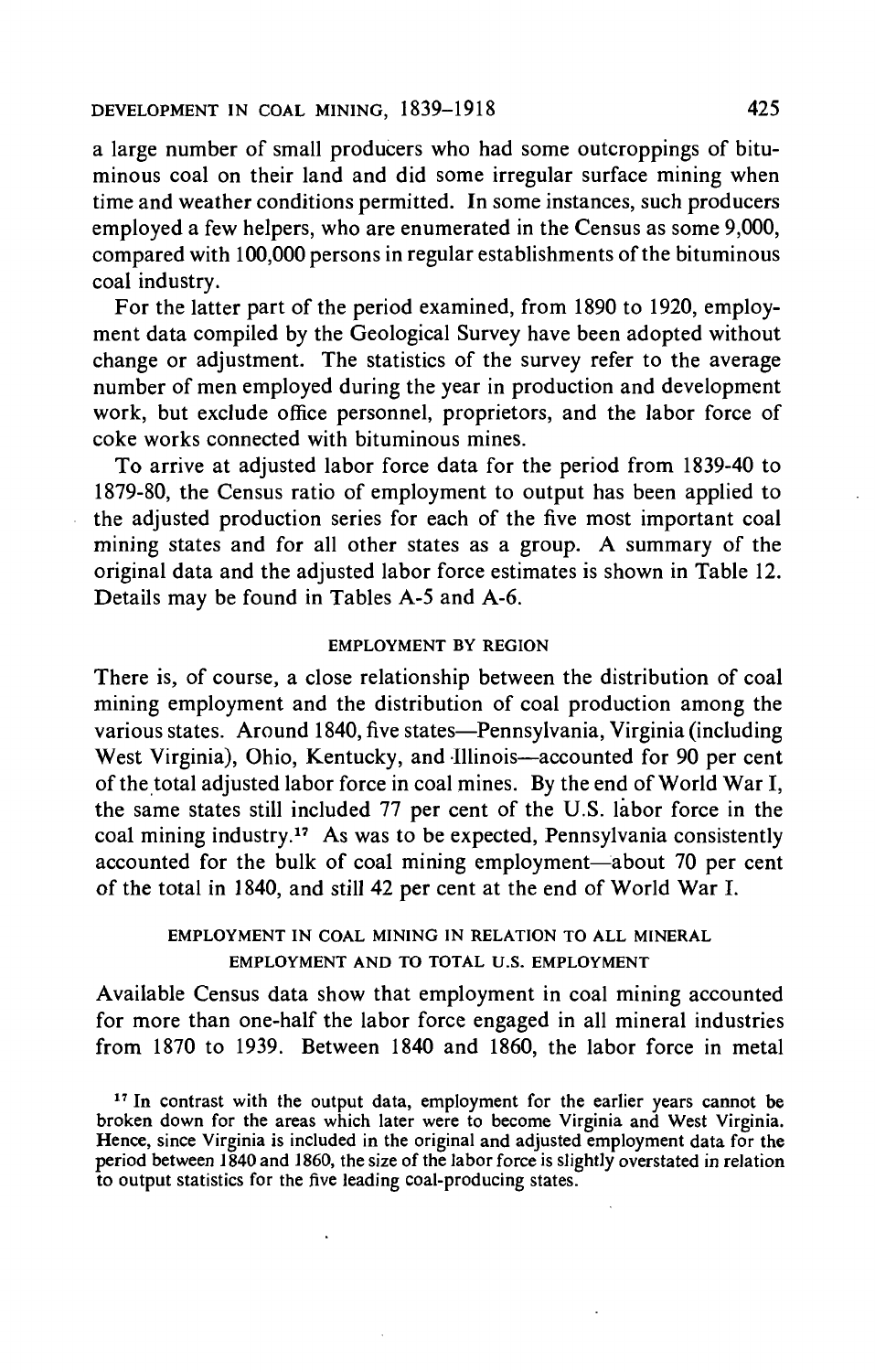a large number of small producers who had some outcroppings of bituminous coal on their land and did some irregular surface mining when time and weather conditions permitted. In some instances, such producers employed a few helpers, who are enumerated in the Census as some 9,000, compared with 100,000 persons in regular establishments of the bituminous coal industry.

For the latter part of the period examined, from 1890 to 1920, employment data compiled by the Geological Survey have been adopted without change or adjustment. The statistics of the survey refer to the average number of men employed during the year in production and development work, but exclude office personnel, proprietors, and the labor force of coke works connected with bituminous mines.

To arrive at adjusted labor force data for the period from 1839-40 to 1879-80, the Census ratio of employment to output has been applied to the adjusted production series for each of the five most important coal mining states and for all other states as a group. A summary of the original data and the adjusted labor force estimates is shown in Table 12. Details may be found in Tables A-5 and A-6.

### EMPLOYMENT BY REGION

There is, of course, a close relationship between the distribution of coal mining employment and the distribution of coal production among the various states. Around 1840, five states—Pennsylvania, Virginia (including West Virginia), Ohio, Kentucky, and Illinois—accounted for 90 per cent of the total adjusted labor force in coal mines. By the end of World War I, the same states still included 77 per cent of the U.S. labor force in the coal mining industry.[17] As was to be expected, Pennsylvania consistently accounted for the bulk of coal mining employment—about 70 per cent of the total in 1840, and still 42 per cent at the end of World War I.

### EMPLOYMENT IN COAL MINING IN RELATION TO ALL MINERAL EMPLOYMENT AND TO TOTAL U.S. EMPLOYMENT

Available Census data show that employment in coal mining accounted for more than one-half the labor force engaged in all mineral industries from 1870 to 1939. Between 1840 and 1860, the labor force in metal

[17] In contrast with the output data, employment for the earlier years cannot be broken down for the areas which later were to become Virginia and West Virginia. Hence, since Virginia is included in the original and adjusted employment data for the period between 1840 and 1860, the size of the labor force is slightly overstated in relation to output statistics for the five leading coal-producing states.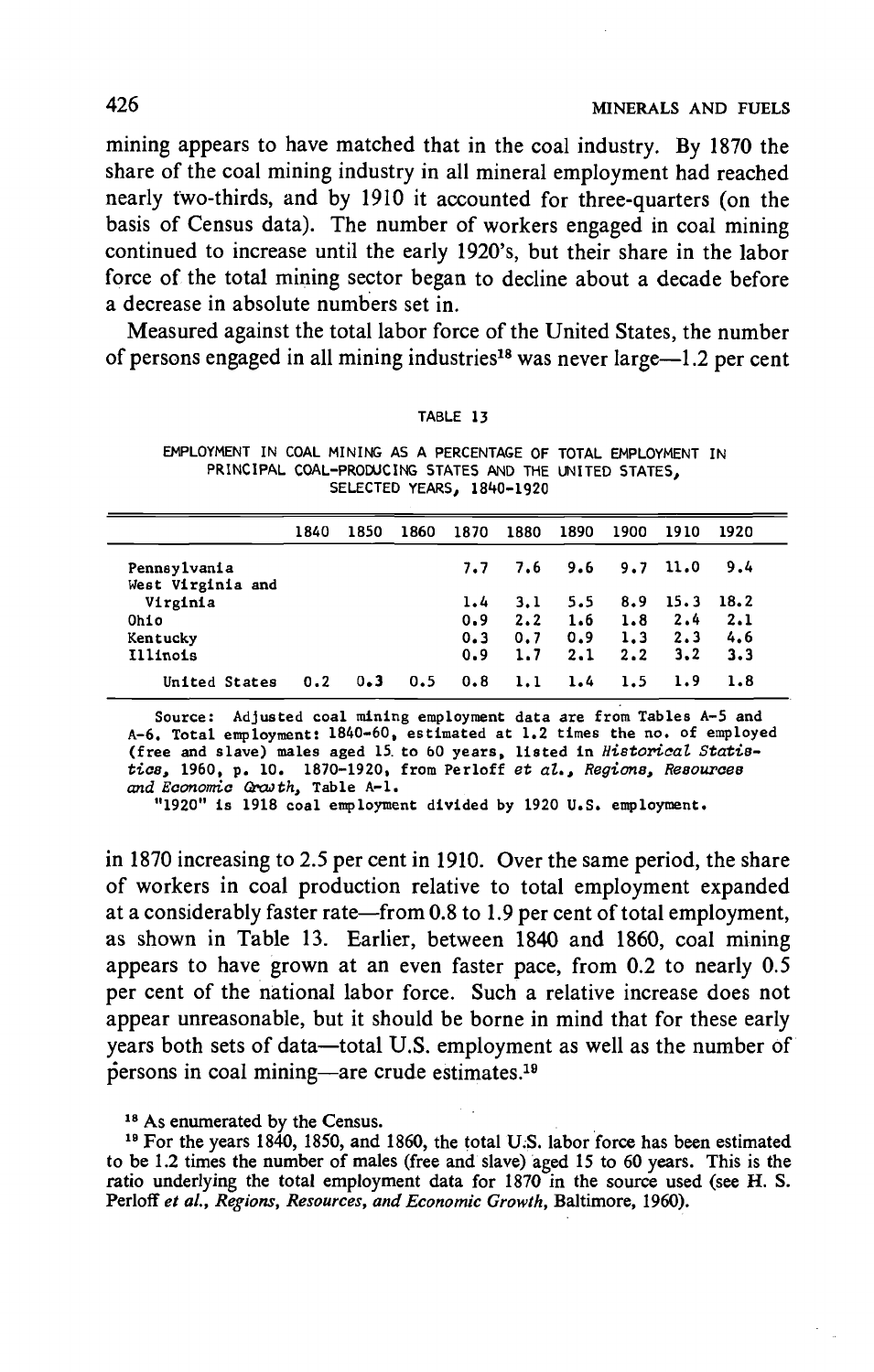mining appears to have matched that in the coal industry. By 1870 the share of the coal mining industry in all mineral employment had reached nearly two-thirds, and by 1910 it accounted for three-quarters (on the basis of Census data). The number of workers engaged in coal mining continued to increase until the early 1920's, but their share in the labor force of the total mining sector began to decline about a decade before a decrease in absolute numbers set in.

Measured against the total labor force of the United States, the number of persons engaged in all mining industries[18] was never large—1.2 per cent in 1870 increasing to 2.5 per cent in 1910. Over the same period, the share of workers in coal production relative to total employment expanded at a considerably faster rate—from 0.8 to 1.9 per cent of total employment, as shown in Table 13. Earlier, between 1840 and 1860, coal mining appears to have grown at an even faster pace, from 0.2 to nearly 0.5 per cent of the national labor force. Such a relative increase does not appear unreasonable, but it should be borne in mind that for these early years both sets of data—total U.S. employment as well as the number of persons in coal mining—are crude estimates.[19]

TABLE 13

EMPLOYMENT IN COAL MINING AS A PERCENTAGE OF TOTAL EMPLOYMENT IN PRINCIPAL COAL-PRODUCING STATES AND THE UNITED STATES, SELECTED YEARS, 1840-1920

| | 1840 | 1850 | 1860 | 1870 | 1880 | 1890 | 1900 | 1910 | 1920 |
|---|---|---|---|---|---|---|---|---|---|
| Pennsylvania | | | | 7.7 | 7.6 | 9.6 | 9.7 | 11.0 | 9.4 |
| West Virginia and Virginia | | | | 1.4 | 3.1 | 5.5 | 8.9 | 15.3 | 18.2 |
| Ohio | | | | 0.9 | 2.2 | 1.6 | 1.8 | 2.4 | 2.1 |
| Kentucky | | | | 0.3 | 0.7 | 0.9 | 1.3 | 2.3 | 4.6 |
| Illinois | | | | 0.9 | 1.7 | 2.1 | 2.2 | 3.2 | 3.3 |
| United States | 0.2 | 0.3 | 0.5 | 0.8 | 1.1 | 1.4 | 1.5 | 1.9 | 1.8 |

Source: Adjusted coal mining employment data are from Tables A-5 and A-6. Total employment: 1840-60, estimated at 1.2 times the no. of employed (free and slave) males aged 15 to 60 years, listed in *Historical Statistics*, 1960, p. 10. 1870-1920, from Perloff *et al.*, *Regions, Resources and Economic Growth*, Table A-1.

"1920" is 1918 coal employment divided by 1920 U.S. employment.

[18] As enumerated by the Census.

[19] For the years 1840, 1850, and 1860, the total U.S. labor force has been estimated to be 1.2 times the number of males (free and slave) aged 15 to 60 years. This is the ratio underlying the total employment data for 1870 in the source used (see H. S. Perloff *et al.*, *Regions, Resources, and Economic Growth*, Baltimore, 1960).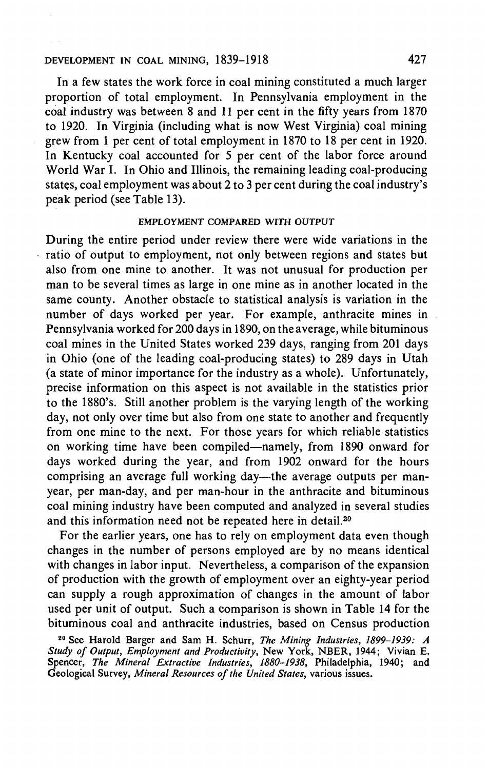In a few states the work force in coal mining constituted a much larger proportion of total employment. In Pennsylvania employment in the coal industry was between 8 and 11 per cent in the fifty years from 1870 to 1920. In Virginia (including what is now West Virginia) coal mining grew from 1 per cent of total employment in 1870 to 18 per cent in 1920. In Kentucky coal accounted for 5 per cent of the labor force around World War I. In Ohio and Illinois, the remaining leading coal-producing states, coal employment was about 2 to 3 per cent during the coal industry's peak period (see Table 13).

## EMPLOYMENT COMPARED WITH OUTPUT

During the entire period under review there were wide variations in the ratio of output to employment, not only between regions and states but also from one mine to another. It was not unusual for production per man to be several times as large in one mine as in another located in the same county. Another obstacle to statistical analysis is variation in the number of days worked per year. For example, anthracite mines in Pennsylvania worked for 200 days in 1890, on the average, while bituminous coal mines in the United States worked 239 days, ranging from 201 days in Ohio (one of the leading coal-producing states) to 289 days in Utah (a state of minor importance for the industry as a whole). Unfortunately, precise information on this aspect is not available in the statistics prior to the 1880's. Still another problem is the varying length of the working day, not only over time but also from one state to another and frequently from one mine to the next. For those years for which reliable statistics on working time have been compiled—namely, from 1890 onward for days worked during the year, and from 1902 onward for the hours comprising an average full working day—the average outputs per man-year, per man-day, and per man-hour in the anthracite and bituminous coal mining industry have been computed and analyzed in several studies and this information need not be repeated here in detail.[20]

For the earlier years, one has to rely on employment data even though changes in the number of persons employed are by no means identical with changes in labor input. Nevertheless, a comparison of the expansion of production with the growth of employment over an eighty-year period can supply a rough approximation of changes in the amount of labor used per unit of output. Such a comparison is shown in Table 14 for the bituminous coal and anthracite industries, based on Census production

[20] See Harold Barger and Sam H. Schurr, *The Mining Industries, 1899–1939: A Study of Output, Employment and Productivity*, New York, NBER, 1944; Vivian E. Spencer, *The Mineral Extractive Industries, 1880–1938*, Philadelphia, 1940; and Geological Survey, *Mineral Resources of the United States*, various issues.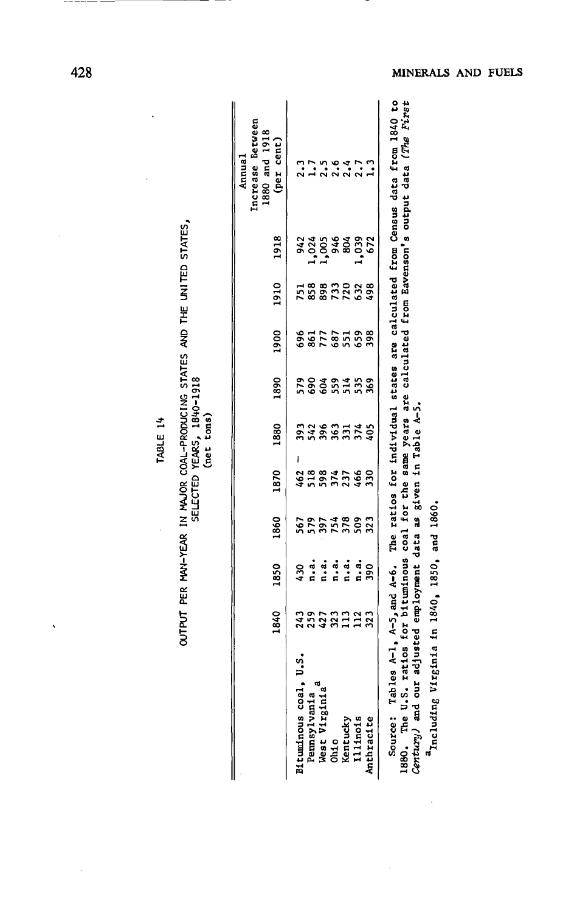TABLE 14

OUTPUT PER MAN-YEAR IN MAJOR COAL-PRODUCING STATES AND THE UNITED STATES, SELECTED YEARS, 1840-1918
(net tons)

| | 1840 | 1850 | 1860 | 1870 | 1880 | 1890 | 1900 | 1910 | 1918 | Annual Increase Between 1880 and 1918 (per cent) |
|---|---|---|---|---|---|---|---|---|---|---|
| Bituminous coal, U.S. | 243 | 430 | 567 | 462 | 393 | 579 | 696 | 751 | 942 | 2.3 |
| Pennsylvania | 259 | n.a. | 579 | 518 | 542 | 690 | 861 | 858 | 1,024 | 1.7 |
| West Virginia[a] | 427 | n.a. | 397 | 598 | 396 | 604 | 777 | 898 | 1,005 | 2.5 |
| Ohio | 323 | n.a. | 754 | 374 | 363 | 559 | 687 | 733 | 946 | 2.6 |
| Kentucky | 113 | n.a. | 378 | 237 | 331 | 514 | 551 | 720 | 804 | 2.4 |
| Illinois | 112 | n.a. | 509 | 466 | 374 | 535 | 659 | 632 | 1,039 | 2.7 |
| Anthracite | 323 | 390 | 323 | 330 | 405 | 369 | 398 | 498 | 672 | 1.3 |

Source: Tables A-1, A-5, and A-6. The ratios for individual states are calculated from Census data from 1840 to 1880. The U.S. ratios for bituminous coal for the same years are calculated from Eavenson's output data (*The First Century*) and our adjusted employment data as given in Table A-5.

[a]Including Virginia in 1840, 1850, and 1860.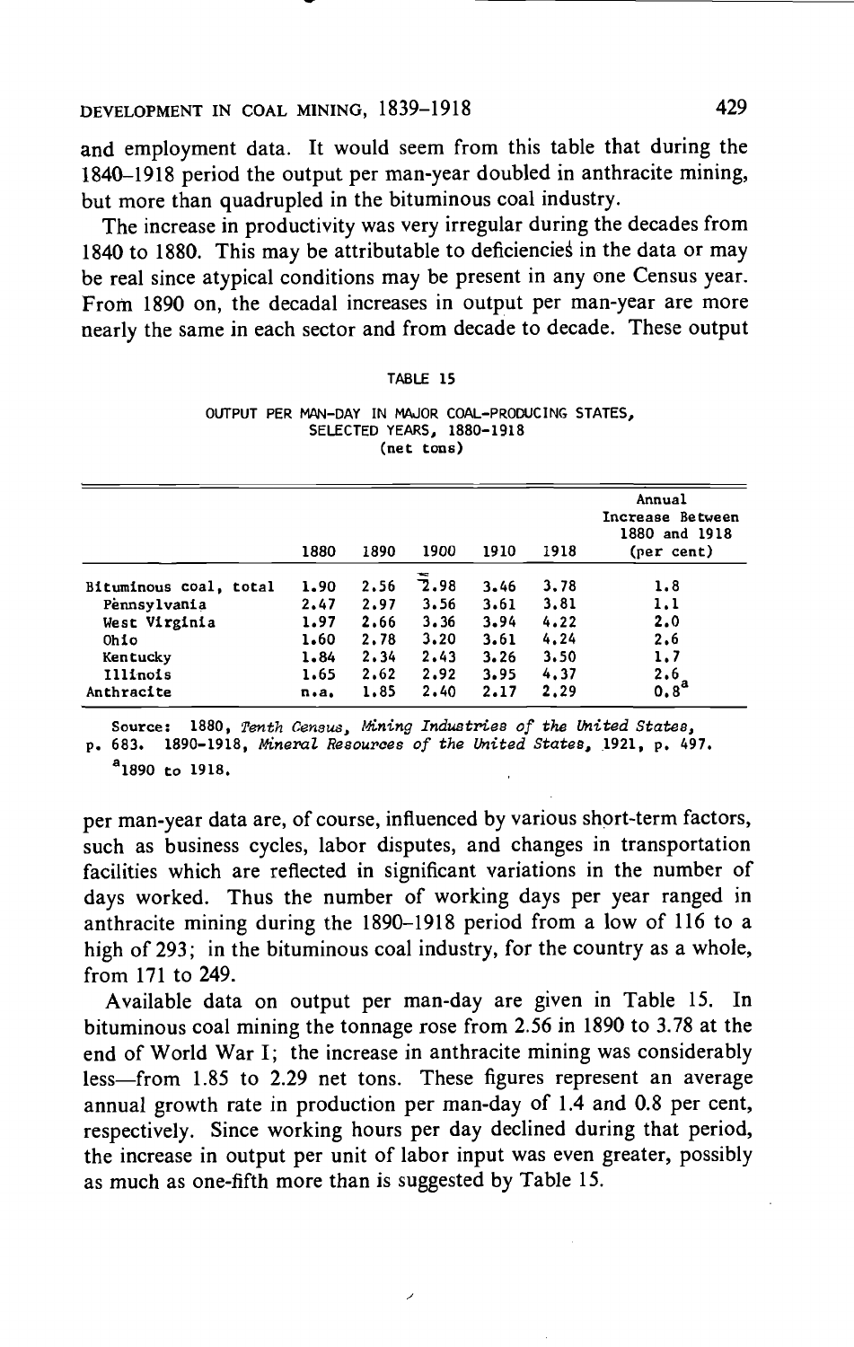and employment data. It would seem from this table that during the 1840–1918 period the output per man-year doubled in anthracite mining, but more than quadrupled in the bituminous coal industry.

The increase in productivity was very irregular during the decades from 1840 to 1880. This may be attributable to deficiencies in the data or may be real since atypical conditions may be present in any one Census year. From 1890 on, the decadal increases in output per man-year are more nearly the same in each sector and from decade to decade. These output per man-year data are, of course, influenced by various short-term factors, such as business cycles, labor disputes, and changes in transportation facilities which are reflected in significant variations in the number of days worked. Thus the number of working days per year ranged in anthracite mining during the 1890–1918 period from a low of 116 to a high of 293; in the bituminous coal industry, for the country as a whole, from 171 to 249.

TABLE 15

OUTPUT PER MAN-DAY IN MAJOR COAL-PRODUCING STATES, SELECTED YEARS, 1880-1918
(net tons)

| | 1880 | 1890 | 1900 | 1910 | 1918 | Annual Increase Between 1880 and 1918 (per cent) |
|---|---|---|---|---|---|---|
| Bituminous coal, total | 1.90 | 2.56 | 2.98 | 3.46 | 3.78 | 1.8 |
| Pennsylvania | 2.47 | 2.97 | 3.56 | 3.61 | 3.81 | 1.1 |
| West Virginia | 1.97 | 2.66 | 3.36 | 3.94 | 4.22 | 2.0 |
| Ohio | 1.60 | 2.78 | 3.20 | 3.61 | 4.24 | 2.6 |
| Kentucky | 1.84 | 2.34 | 2.43 | 3.26 | 3.50 | 1.7 |
| Illinois | 1.65 | 2.62 | 2.92 | 3.95 | 4.37 | 2.6 |
| Anthracite | n.a. | 1.85 | 2.40 | 2.17 | 2.29 | 0.8[a] |

Source: 1880, *Tenth Census, Mining Industries of the United States*, p. 683. 1890-1918, *Mineral Resources of the United States*, 1921, p. 497.

[a]1890 to 1918.

Available data on output per man-day are given in Table 15. In bituminous coal mining the tonnage rose from 2.56 in 1890 to 3.78 at the end of World War I; the increase in anthracite mining was considerably less—from 1.85 to 2.29 net tons. These figures represent an average annual growth rate in production per man-day of 1.4 and 0.8 per cent, respectively. Since working hours per day declined during that period, the increase in output per unit of labor input was even greater, possibly as much as one-fifth more than is suggested by Table 15.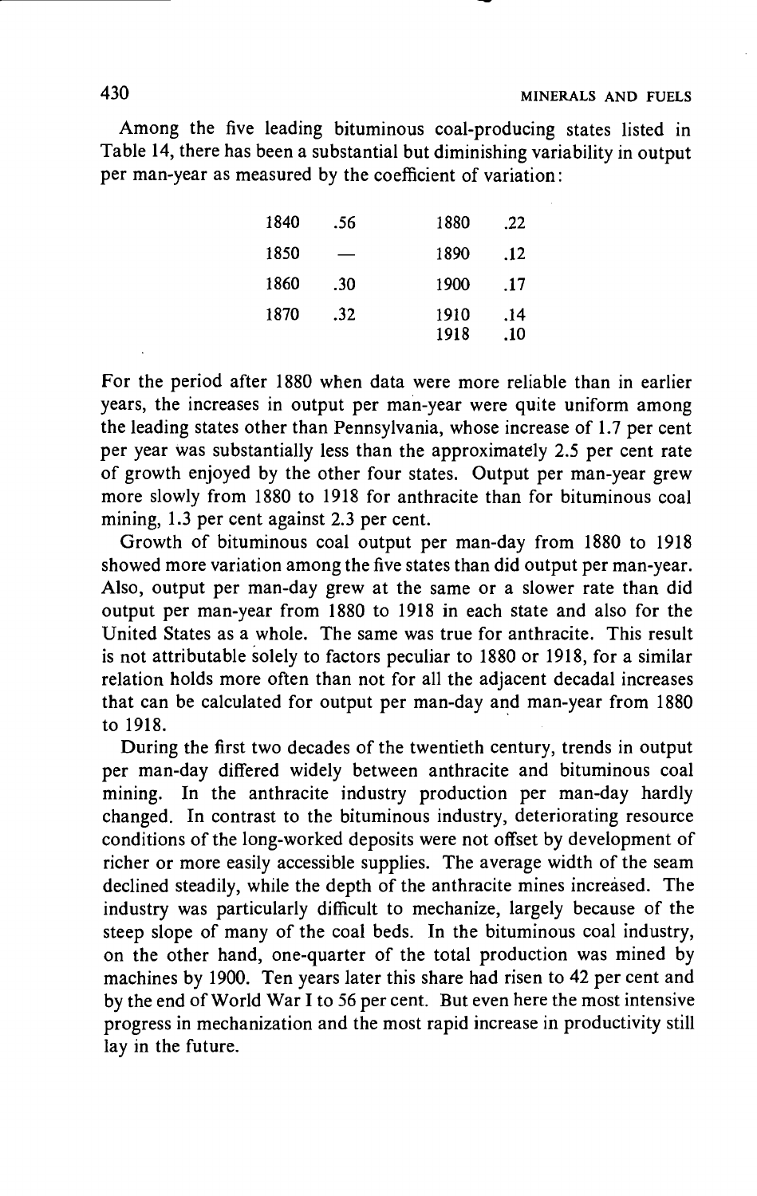Among the five leading bituminous coal-producing states listed in Table 14, there has been a substantial but diminishing variability in output per man-year as measured by the coefficient of variation:

| | | | |
|---|---|---|---|
| 1840 | .56 | 1880 | .22 |
| 1850 | — | 1890 | .12 |
| 1860 | .30 | 1900 | .17 |
| 1870 | .32 | 1910 | .14 |
| | | 1918 | .10 |

For the period after 1880 when data were more reliable than in earlier years, the increases in output per man-year were quite uniform among the leading states other than Pennsylvania, whose increase of 1.7 per cent per year was substantially less than the approximately 2.5 per cent rate of growth enjoyed by the other four states. Output per man-year grew more slowly from 1880 to 1918 for anthracite than for bituminous coal mining, 1.3 per cent against 2.3 per cent.

Growth of bituminous coal output per man-day from 1880 to 1918 showed more variation among the five states than did output per man-year. Also, output per man-day grew at the same or a slower rate than did output per man-year from 1880 to 1918 in each state and also for the United States as a whole. The same was true for anthracite. This result is not attributable solely to factors peculiar to 1880 or 1918, for a similar relation holds more often than not for all the adjacent decadal increases that can be calculated for output per man-day and man-year from 1880 to 1918.

During the first two decades of the twentieth century, trends in output per man-day differed widely between anthracite and bituminous coal mining. In the anthracite industry production per man-day hardly changed. In contrast to the bituminous industry, deteriorating resource conditions of the long-worked deposits were not offset by development of richer or more easily accessible supplies. The average width of the seam declined steadily, while the depth of the anthracite mines increased. The industry was particularly difficult to mechanize, largely because of the steep slope of many of the coal beds. In the bituminous coal industry, on the other hand, one-quarter of the total production was mined by machines by 1900. Ten years later this share had risen to 42 per cent and by the end of World War I to 56 per cent. But even here the most intensive progress in mechanization and the most rapid increase in productivity still lay in the future.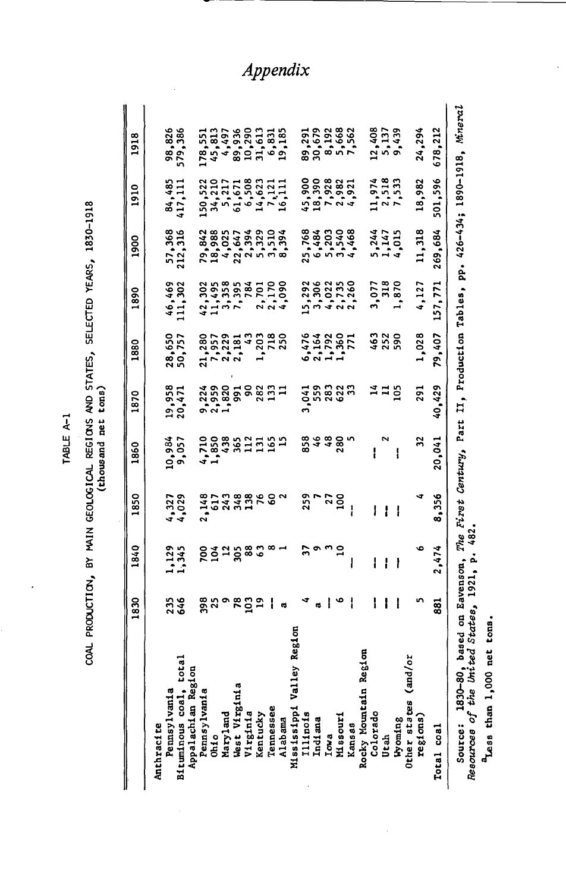## Appendix

TABLE A-1

COAL PRODUCTION, BY MAIN GEOLOGICAL REGIONS AND STATES, SELECTED YEARS, 1830-1918
(thousand net tons)

| | 1830 | 1840 | 1850 | 1860 | 1870 | 1880 | 1890 | 1900 | 1910 | 1918 |
|---|---|---|---|---|---|---|---|---|---|---|
| Anthracite | | | | | | | | | | |
| Pennsylvania | 235 | 1,129 | 4,327 | 10,984 | 19,958 | 28,650 | 46,469 | 57,368 | 84,485 | 98,826 |
| Bituminous coal, total | 646 | 1,345 | 4,029 | 9,057 | 20,471 | 50,757 | 111,302 | 212,316 | 417,111 | 579,386 |
| Appalachian Region | | | | | | | | | | |
| Pennsylvania | 398 | 700 | 2,148 | 4,710 | 9,224 | 21,280 | 42,302 | 79,842 | 150,522 | 178,551 |
| Ohio | 25 | 104 | 617 | 1,850 | 2,959 | 7,957 | 11,495 | 18,988 | 34,210 | 45,813 |
| Maryland | 9 | 12 | 243 | 438 | 1,820 | 2,229 | 3,358 | 4,025 | 5,217 | 4,497 |
| West Virginia | 78 | 305 | 348 | 365 | 991 | 2,181 | 7,395 | 22,647 | 61,671 | 89,936 |
| Virginia | 103 | 88 | 138 | 112 | 90 | 43 | 784 | 2,394 | 6,508 | 10,290 |
| Kentucky | 19 | 63 | 76 | 131 | 282 | 1,203 | 2,701 | 5,329 | 14,623 | 31,613 |
| Tennessee | -- | 8 | 60 | 165 | 133 | 718 | 2,170 | 3,510 | 7,121 | 6,831 |
| Alabama | a | 1 | 2 | 15 | 11 | 250 | 4,090 | 8,394 | 16,111 | 19,185 |
| Mississippi Valley Region | | | | | | | | | | |
| Illinois | 4 | 37 | 259 | 858 | 3,041 | 6,476 | 15,292 | 25,768 | 45,900 | 89,291 |
| Indiana | a | 9 | 7 | 46 | 559 | 2,164 | 3,306 | 6,484 | 18,390 | 30,679 |
| Iowa | -- | 3 | 27 | 48 | 283 | 1,792 | 4,022 | 5,203 | 7,928 | 8,192 |
| Missouri | 6 | 10 | 100 | 280 | 622 | 1,360 | 2,735 | 3,540 | 2,982 | 5,668 |
| Kansas | -- | -- | -- | 5 | 33 | 771 | 2,260 | 4,468 | 4,921 | 7,562 |
| Rocky Mountain Region | | | | | | | | | | |
| Colorado | -- | -- | -- | -- | 14 | 463 | 3,077 | 5,244 | 11,974 | 12,408 |
| Utah | -- | -- | -- | 2 | 11 | 252 | 318 | 1,147 | 2,518 | 5,137 |
| Wyoming | -- | -- | -- | -- | 105 | 590 | 1,870 | 4,015 | 7,533 | 9,439 |
| Other states (and/or regions) | 5 | 6 | 4 | 32 | 291 | 1,028 | 4,127 | 11,318 | 18,982 | 24,294 |
| Total coal | 881 | 2,474 | 8,356 | 20,041 | 40,429 | 79,407 | 157,771 | 269,684 | 501,596 | 678,212 |

Source: 1830-80, based on Eavenson, *The First Century*, Part II, Production Tables, pp. 426-434; 1890-1918, *Mineral Resources of the United States*, 1921, p. 482.

[a]Less than 1,000 net tons.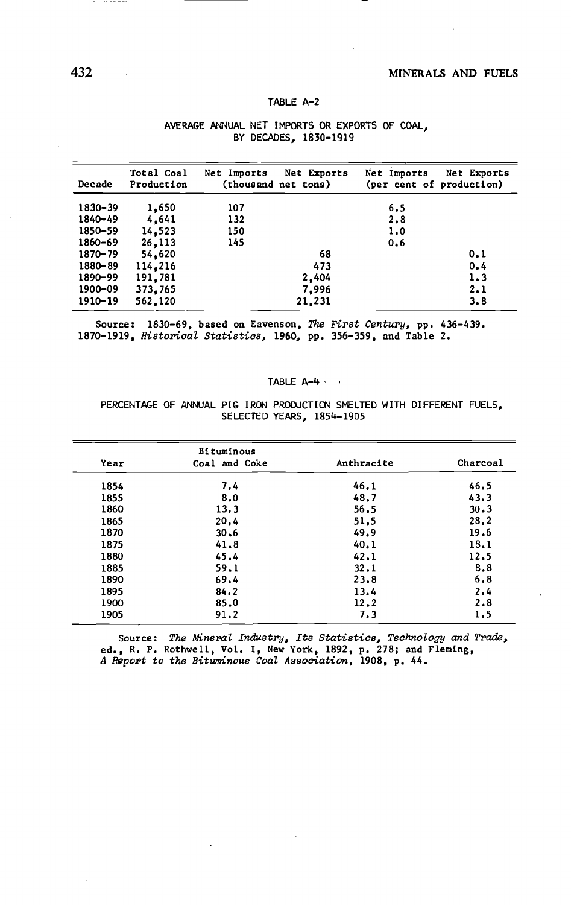TABLE A-2

AVERAGE ANNUAL NET IMPORTS OR EXPORTS OF COAL, BY DECADES, 1830-1919

| Decade | Total Coal Production | Net Imports | Net Exports | Net Imports | Net Exports |
|---|---|---|---|---|---|
| | | (thousand net tons) | | (per cent of production) | |
| 1830-39 | 1,650 | 107 | | 6.5 | |
| 1840-49 | 4,641 | 132 | | 2.8 | |
| 1850-59 | 14,523 | 150 | | 1.0 | |
| 1860-69 | 26,113 | 145 | | 0.6 | |
| 1870-79 | 54,620 | | 68 | | 0.1 |
| 1880-89 | 114,216 | | 473 | | 0.4 |
| 1890-99 | 191,781 | | 2,404 | | 1.3 |
| 1900-09 | 373,765 | | 7,996 | | 2.1 |
| 1910-19 | 562,120 | | 21,231 | | 3.8 |

Source: 1830-69, based on Eavenson, *The First Century*, pp. 436-439. 1870-1919, *Historical Statistics*, 1960, pp. 356-359, and Table 2.

TABLE A-4

PERCENTAGE OF ANNUAL PIG IRON PRODUCTION SMELTED WITH DIFFERENT FUELS, SELECTED YEARS, 1854-1905

| Year | Bituminous Coal and Coke | Anthracite | Charcoal |
|---|---|---|---|
| 1854 | 7.4 | 46.1 | 46.5 |
| 1855 | 8.0 | 48.7 | 43.3 |
| 1860 | 13.3 | 56.5 | 30.3 |
| 1865 | 20.4 | 51.5 | 28.2 |
| 1870 | 30.6 | 49.9 | 19.6 |
| 1875 | 41.8 | 40.1 | 18.1 |
| 1880 | 45.4 | 42.1 | 12.5 |
| 1885 | 59.1 | 32.1 | 8.8 |
| 1890 | 69.4 | 23.8 | 6.8 |
| 1895 | 84.2 | 13.4 | 2.4 |
| 1900 | 85.0 | 12.2 | 2.8 |
| 1905 | 91.2 | 7.3 | 1.5 |

Source: *The Mineral Industry, Its Statistics, Technology and Trade*, ed., R. P. Rothwell, Vol. I, New York, 1892, p. 278; and Fleming, *A Report to the Bituminous Coal Association*, 1908, p. 44.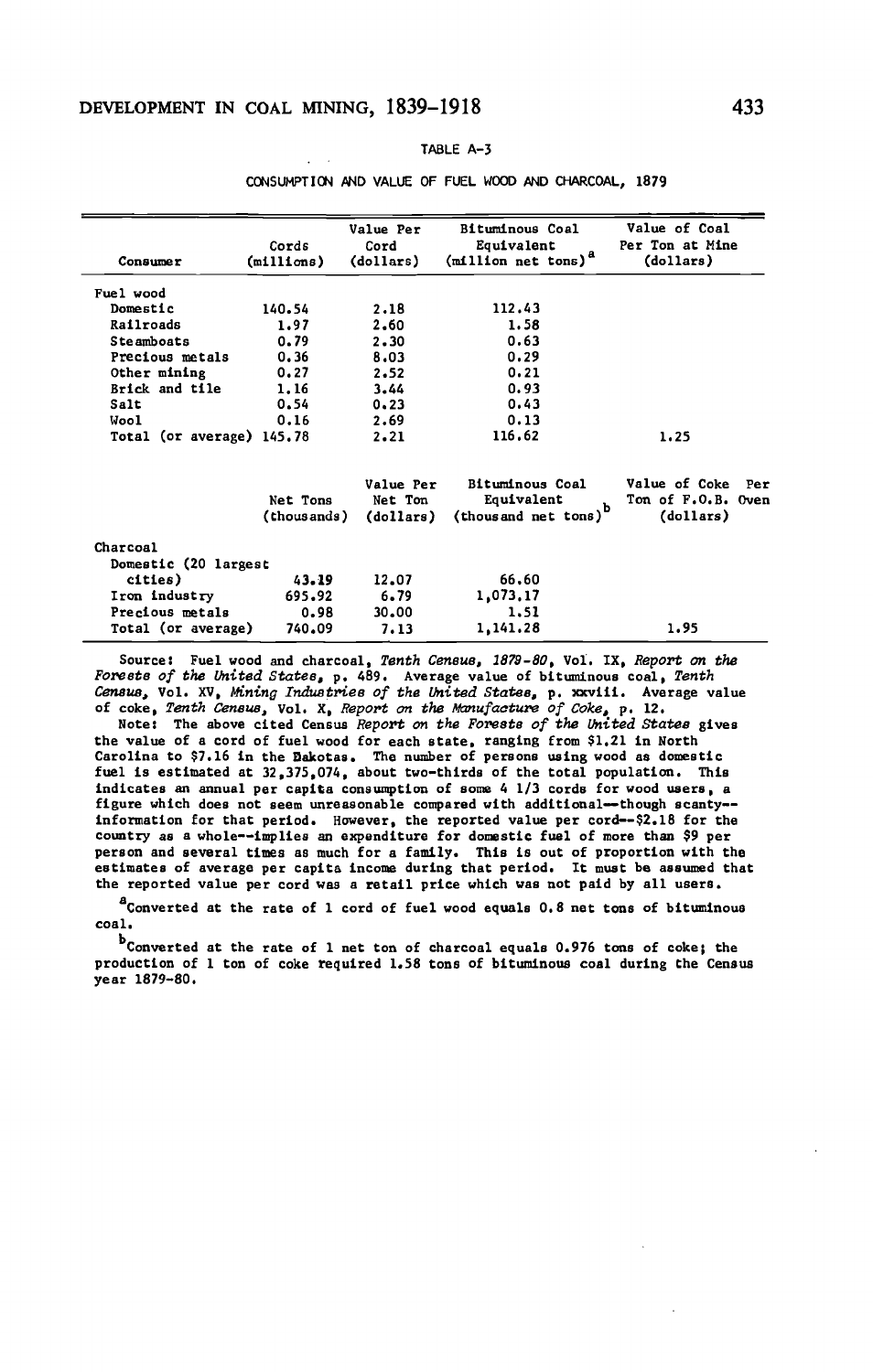TABLE A-3

CONSUMPTION AND VALUE OF FUEL WOOD AND CHARCOAL, 1879

| Consumer | Cords (millions) | Value Per Cord (dollars) | Bituminous Coal Equivalent (million net tons)[a] | Value of Coal Per Ton at Mine (dollars) |
|---|---|---|---|---|
| Fuel wood | | | | |
| Domestic | 140.54 | 2.18 | 112.43 | |
| Railroads | 1.97 | 2.60 | 1.58 | |
| Steamboats | 0.79 | 2.30 | 0.63 | |
| Precious metals | 0.36 | 8.03 | 0.29 | |
| Other mining | 0.27 | 2.52 | 0.21 | |
| Brick and tile | 1.16 | 3.44 | 0.93 | |
| Salt | 0.54 | 0.23 | 0.43 | |
| Wool | 0.16 | 2.69 | 0.13 | |
| Total (or average) | 145.78 | 2.21 | 116.62 | 1.25 |
| | **Net Tons (thousands)** | **Value Per Net Ton (dollars)** | **Bituminous Coal Equivalent (thousand net tons)[b]** | **Value of Coke Per Ton of F.O.B. Oven (dollars)** |
| Charcoal | | | | |
| Domestic (20 largest cities) | 43.19 | 12.07 | 66.60 | |
| Iron industry | 695.92 | 6.79 | 1,073.17 | |
| Precious metals | 0.98 | 30.00 | 1.51 | |
| Total (or average) | 740.09 | 7.13 | 1,141.28 | 1.95 |

Source: Fuel wood and charcoal, *Tenth Census, 1879-80*, Vol. IX, *Report on the Forests of the United States*, p. 489. Average value of bituminous coal, *Tenth Census*, Vol. XV, *Mining Industries of the United States*, p. xxviii. Average value of coke, *Tenth Census*, Vol. X, *Report on the Manufacture of Coke*, p. 12.

Note: The above cited Census *Report on the Forests of the United States* gives the value of a cord of fuel wood for each state, ranging from $1.21 in North Carolina to $7.16 in the Dakotas. The number of persons using wood as domestic fuel is estimated at 32,375,074, about two-thirds of the total population. This indicates an annual per capita consumption of some 4 1/3 cords for wood users, a figure which does not seem unreasonable compared with additional—though scanty—information for that period. However, the reported value per cord—$2.18 for the country as a whole—implies an expenditure for domestic fuel of more than $9 per person and several times as much for a family. This is out of proportion with the estimates of average per capita income during that period. It must be assumed that the reported value per cord was a retail price which was not paid by all users.

[a]Converted at the rate of 1 cord of fuel wood equals 0.8 net tons of bituminous coal.

[b]Converted at the rate of 1 net ton of charcoal equals 0.976 tons of coke; the production of 1 ton of coke required 1.58 tons of bituminous coal during the Census year 1879-80.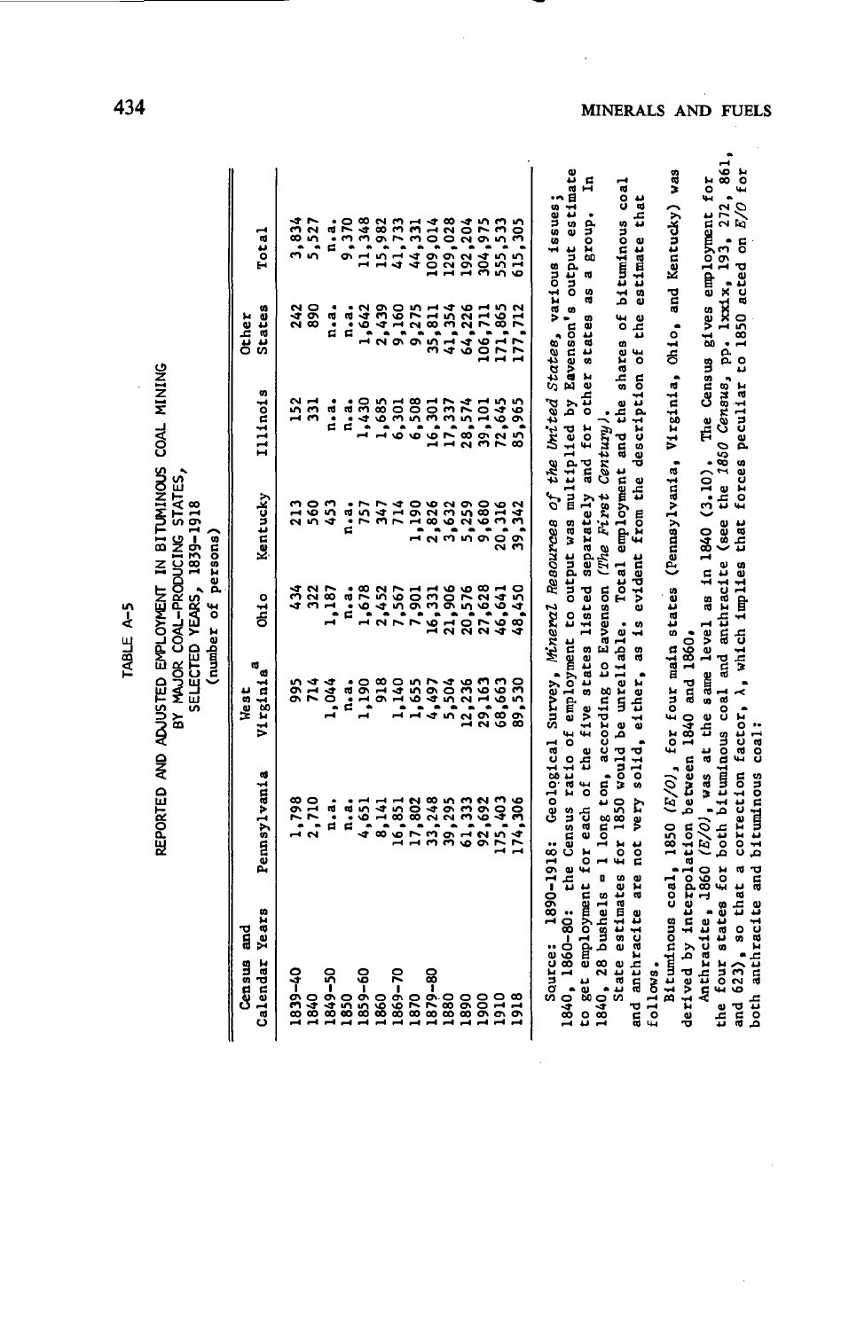TABLE A-5

REPORTED AND ADJUSTED EMPLOYMENT IN BITUMINOUS COAL MINING BY MAJOR COAL-PRODUCING STATES, SELECTED YEARS, 1839-1918
(number of persons)

| Census and Calendar Years | Pennsylvania | West Virginia[a] | Ohio | Kentucky | Illinois | Other States | Total |
|---|---|---|---|---|---|---|---|
| 1839-40 | 1,798 | 995 | 434 | 213 | 152 | 242 | 3,834 |
| 1840 | 2,710 | 714 | 322 | 560 | 331 | 890 | 5,527 |
| 1849-50 | n.a. | 1,044 | 1,187 | 453 | n.a. | n.a. | n.a. |
| 1850 | n.a. | n.a. | n.a. | n.a. | n.a. | n.a. | 9,370 |
| 1859-60 | 4,651 | 1,190 | 1,678 | 757 | 1,430 | 1,642 | 11,348 |
| 1860 | 8,141 | 918 | 2,452 | 347 | 1,685 | 2,439 | 15,982 |
| 1869-70 | 16,851 | 1,140 | 7,567 | 714 | 6,301 | 9,160 | 41,733 |
| 1870 | 17,802 | 1,655 | 7,901 | 1,190 | 6,508 | 9,275 | 44,331 |
| 1879-80 | 33,248 | 4,497 | 16,331 | 2,826 | 16,301 | 35,811 | 109,014 |
| 1880 | 39,295 | 5,504 | 21,906 | 3,632 | 17,337 | 41,354 | 129,028 |
| 1890 | 61,333 | 12,236 | 20,576 | 5,259 | 28,574 | 64,226 | 192,204 |
| 1900 | 92,692 | 29,163 | 27,628 | 9,680 | 39,101 | 106,711 | 304,975 |
| 1910 | 175,403 | 68,663 | 46,641 | 20,316 | 72,645 | 171,865 | 555,533 |
| 1918 | 174,306 | 89,530 | 48,450 | 39,342 | 85,965 | 177,712 | 615,305 |

Source: 1890-1918: Geological Survey, *Mineral Resources of the United States*, various issues; 1840, 1860-80: the Census ratio of employment to output was multiplied by Eavenson's output estimate to get employment for each of the five states listed separately and for other states as a group. In 1840, 28 bushels = 1 long ton, according to Eavenson (*The First Century*).

State estimates for 1850 would be unreliable. Total employment and the shares of bituminous coal and anthracite are not very solid, either, as is evident from the description of the estimate that follows.

Bituminous coal, 1850 *(E/O)*, for four main states (Pennsylvania, Virginia, Ohio, and Kentucky) was derived by interpolation between 1840 and 1860.

Anthracite, 1860 *(E/O)*, was at the same level as in 1840 (3.10). The Census gives employment for the four states for both bituminous coal and anthracite (see the *1850 Census*, pp. lxxix, 193, 272, 861, and 623), so that a correction factor, $\lambda$, which implies that forces peculiar to 1850 acted on *E/O* for both anthracite and bituminous coal: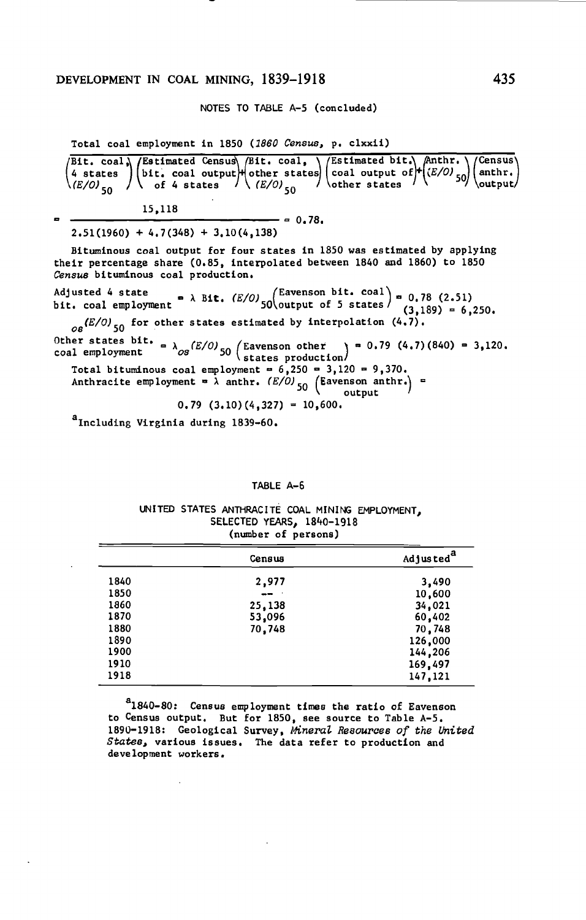NOTES TO TABLE A-5 (concluded)

Total coal employment in 1850 (*1860 Census*, p. clxxii)

$$= \frac{15{,}118}{\begin{pmatrix}\text{Bit. coal}\\ \text{4 states}\\ (E/O)_{50}\end{pmatrix}\begin{pmatrix}\text{Estimated Census}\\ \text{bit. coal output}\\ \text{of 4 states}\end{pmatrix}+\begin{pmatrix}\text{Bit. coal,}\\ \text{other states}\\ (E/O)_{50}\end{pmatrix}\begin{pmatrix}\text{Estimated bit.}\\ \text{coal output of}\\ \text{other states}\end{pmatrix}+\begin{pmatrix}\text{Anthr.}\\ (E/O)_{50}\end{pmatrix}\begin{pmatrix}\text{Census}\\ \text{anthr.}\\ \text{output}\end{pmatrix}}$$

$$= \frac{15{,}118}{2.51(1960) + 4.7(348) + 3.10(4{,}138)} = 0.78.$$

Bituminous coal output for four states in 1850 was estimated by applying their percentage share (0.85, interpolated between 1840 and 1860) to 1850 *Census* bituminous coal production.

$$\text{Adjusted 4 state bit. coal employment} = \lambda \text{ Bit. } (E/O)_{50}\begin{pmatrix}\text{Eavenson bit. coal}\\ \text{output of 5 states}\end{pmatrix} = 0.78\ (2.51)\ (3{,}189) = 6{,}250.$$

${}_{os}(E/O)_{50}$ for other states estimated by interpolation (4.7).

$$\text{Other states bit. coal employment} = \lambda_{os}(E/O)_{50}\begin{pmatrix}\text{Eavenson other}\\ \text{states production}\end{pmatrix} = 0.79\ (4.7)(840) = 3{,}120.$$

Total bituminous coal employment = 6,250 = 3,120 = 9,370.

$$\text{Anthracite employment} = \lambda \text{ anthr. } (E/O)_{50}\begin{pmatrix}\text{Eavenson anthr.}\\ \text{output}\end{pmatrix} = 0.79\ (3.10)(4{,}327) = 10{,}600.$$

[a]Including Virginia during 1839–60.

TABLE A-6

UNITED STATES ANTHRACITE COAL MINING EMPLOYMENT, SELECTED YEARS, 1840–1918
(number of persons)

| | Census | Adjusted[a] |
|---|---|---|
| 1840 | 2,977 | 3,490 |
| 1850 | -- | 10,600 |
| 1860 | 25,138 | 34,021 |
| 1870 | 53,096 | 60,402 |
| 1880 | 70,748 | 70,748 |
| 1890 | | 126,000 |
| 1900 | | 144,206 |
| 1910 | | 169,497 |
| 1918 | | 147,121 |

[a]1840–80: Census employment times the ratio of Eavenson to Census output. But for 1850, see source to Table A-5. 1890–1918: Geological Survey, *Mineral Resources of the United States*, various issues. The data refer to production and development workers.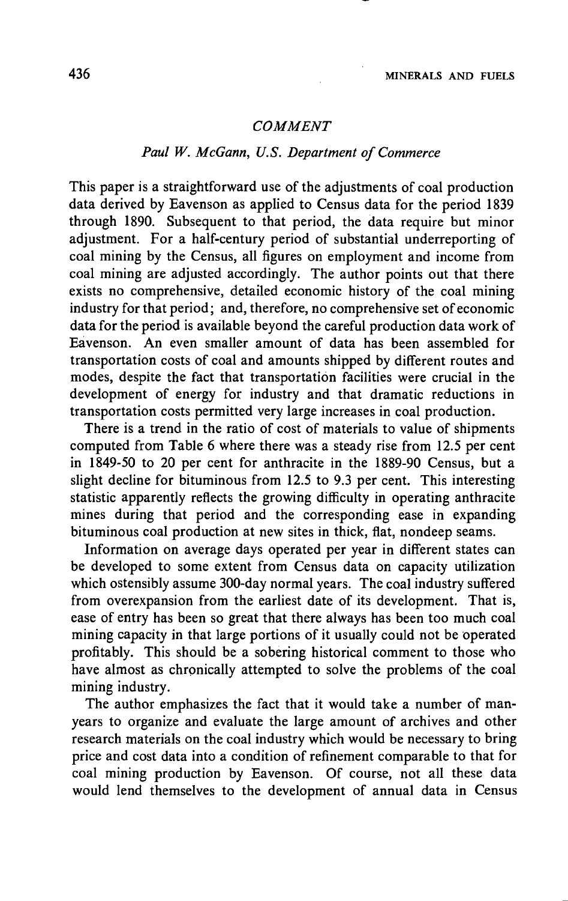## *COMMENT*

### *Paul W. McGann, U.S. Department of Commerce*

This paper is a straightforward use of the adjustments of coal production data derived by Eavenson as applied to Census data for the period 1839 through 1890. Subsequent to that period, the data require but minor adjustment. For a half-century period of substantial underreporting of coal mining by the Census, all figures on employment and income from coal mining are adjusted accordingly. The author points out that there exists no comprehensive, detailed economic history of the coal mining industry for that period; and, therefore, no comprehensive set of economic data for the period is available beyond the careful production data work of Eavenson. An even smaller amount of data has been assembled for transportation costs of coal and amounts shipped by different routes and modes, despite the fact that transportation facilities were crucial in the development of energy for industry and that dramatic reductions in transportation costs permitted very large increases in coal production.

There is a trend in the ratio of cost of materials to value of shipments computed from Table 6 where there was a steady rise from 12.5 per cent in 1849-50 to 20 per cent for anthracite in the 1889-90 Census, but a slight decline for bituminous from 12.5 to 9.3 per cent. This interesting statistic apparently reflects the growing difficulty in operating anthracite mines during that period and the corresponding ease in expanding bituminous coal production at new sites in thick, flat, nondeep seams.

Information on average days operated per year in different states can be developed to some extent from Census data on capacity utilization which ostensibly assume 300-day normal years. The coal industry suffered from overexpansion from the earliest date of its development. That is, ease of entry has been so great that there always has been too much coal mining capacity in that large portions of it usually could not be operated profitably. This should be a sobering historical comment to those who have almost as chronically attempted to solve the problems of the coal mining industry.

The author emphasizes the fact that it would take a number of man-years to organize and evaluate the large amount of archives and other research materials on the coal industry which would be necessary to bring price and cost data into a condition of refinement comparable to that for coal mining production by Eavenson. Of course, not all these data would lend themselves to the development of annual data in Census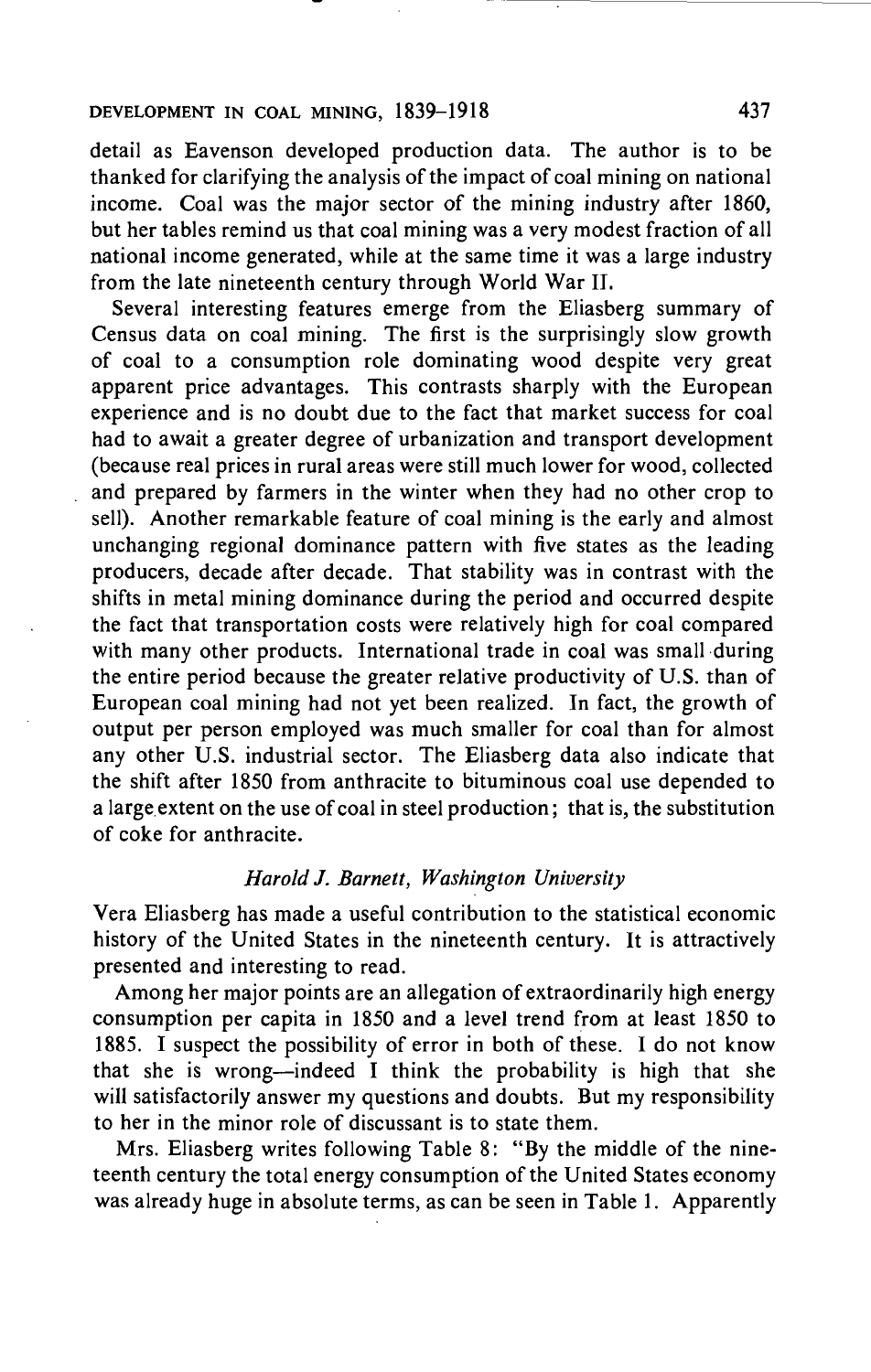detail as Eavenson developed production data. The author is to be thanked for clarifying the analysis of the impact of coal mining on national income. Coal was the major sector of the mining industry after 1860, but her tables remind us that coal mining was a very modest fraction of all national income generated, while at the same time it was a large industry from the late nineteenth century through World War II.

Several interesting features emerge from the Eliasberg summary of Census data on coal mining. The first is the surprisingly slow growth of coal to a consumption role dominating wood despite very great apparent price advantages. This contrasts sharply with the European experience and is no doubt due to the fact that market success for coal had to await a greater degree of urbanization and transport development (because real prices in rural areas were still much lower for wood, collected and prepared by farmers in the winter when they had no other crop to sell). Another remarkable feature of coal mining is the early and almost unchanging regional dominance pattern with five states as the leading producers, decade after decade. That stability was in contrast with the shifts in metal mining dominance during the period and occurred despite the fact that transportation costs were relatively high for coal compared with many other products. International trade in coal was small during the entire period because the greater relative productivity of U.S. than of European coal mining had not yet been realized. In fact, the growth of output per person employed was much smaller for coal than for almost any other U.S. industrial sector. The Eliasberg data also indicate that the shift after 1850 from anthracite to bituminous coal use depended to a large extent on the use of coal in steel production; that is, the substitution of coke for anthracite.

*Harold J. Barnett, Washington University*

Vera Eliasberg has made a useful contribution to the statistical economic history of the United States in the nineteenth century. It is attractively presented and interesting to read.

Among her major points are an allegation of extraordinarily high energy consumption per capita in 1850 and a level trend from at least 1850 to 1885. I suspect the possibility of error in both of these. I do not know that she is wrong—indeed I think the probability is high that she will satisfactorily answer my questions and doubts. But my responsibility to her in the minor role of discussant is to state them.

Mrs. Eliasberg writes following Table 8: "By the middle of the nineteenth century the total energy consumption of the United States economy was already huge in absolute terms, as can be seen in Table 1. Apparently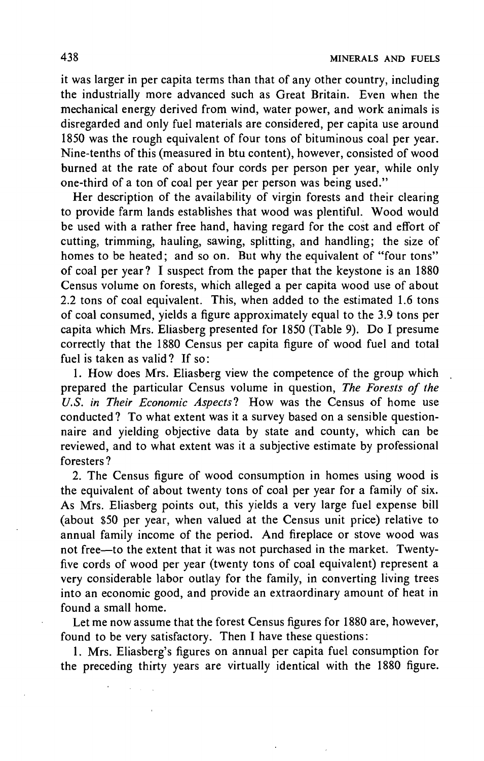it was larger in per capita terms than that of any other country, including the industrially more advanced such as Great Britain. Even when the mechanical energy derived from wind, water power, and work animals is disregarded and only fuel materials are considered, per capita use around 1850 was the rough equivalent of four tons of bituminous coal per year. Nine-tenths of this (measured in btu content), however, consisted of wood burned at the rate of about four cords per person per year, while only one-third of a ton of coal per year per person was being used."

Her description of the availability of virgin forests and their clearing to provide farm lands establishes that wood was plentiful. Wood would be used with a rather free hand, having regard for the cost and effort of cutting, trimming, hauling, sawing, splitting, and handling; the size of homes to be heated; and so on. But why the equivalent of "four tons" of coal per year? I suspect from the paper that the keystone is an 1880 Census volume on forests, which alleged a per capita wood use of about 2.2 tons of coal equivalent. This, when added to the estimated 1.6 tons of coal consumed, yields a figure approximately equal to the 3.9 tons per capita which Mrs. Eliasberg presented for 1850 (Table 9). Do I presume correctly that the 1880 Census per capita figure of wood fuel and total fuel is taken as valid? If so:

1. How does Mrs. Eliasberg view the competence of the group which prepared the particular Census volume in question, *The Forests of the U.S. in Their Economic Aspects*? How was the Census of home use conducted? To what extent was it a survey based on a sensible questionnaire and yielding objective data by state and county, which can be reviewed, and to what extent was it a subjective estimate by professional foresters?

2. The Census figure of wood consumption in homes using wood is the equivalent of about twenty tons of coal per year for a family of six. As Mrs. Eliasberg points out, this yields a very large fuel expense bill (about $50 per year, when valued at the Census unit price) relative to annual family income of the period. And fireplace or stove wood was not free—to the extent that it was not purchased in the market. Twenty-five cords of wood per year (twenty tons of coal equivalent) represent a very considerable labor outlay for the family, in converting living trees into an economic good, and provide an extraordinary amount of heat in found a small home.

Let me now assume that the forest Census figures for 1880 are, however, found to be very satisfactory. Then I have these questions:

1. Mrs. Eliasberg's figures on annual per capita fuel consumption for the preceding thirty years are virtually identical with the 1880 figure.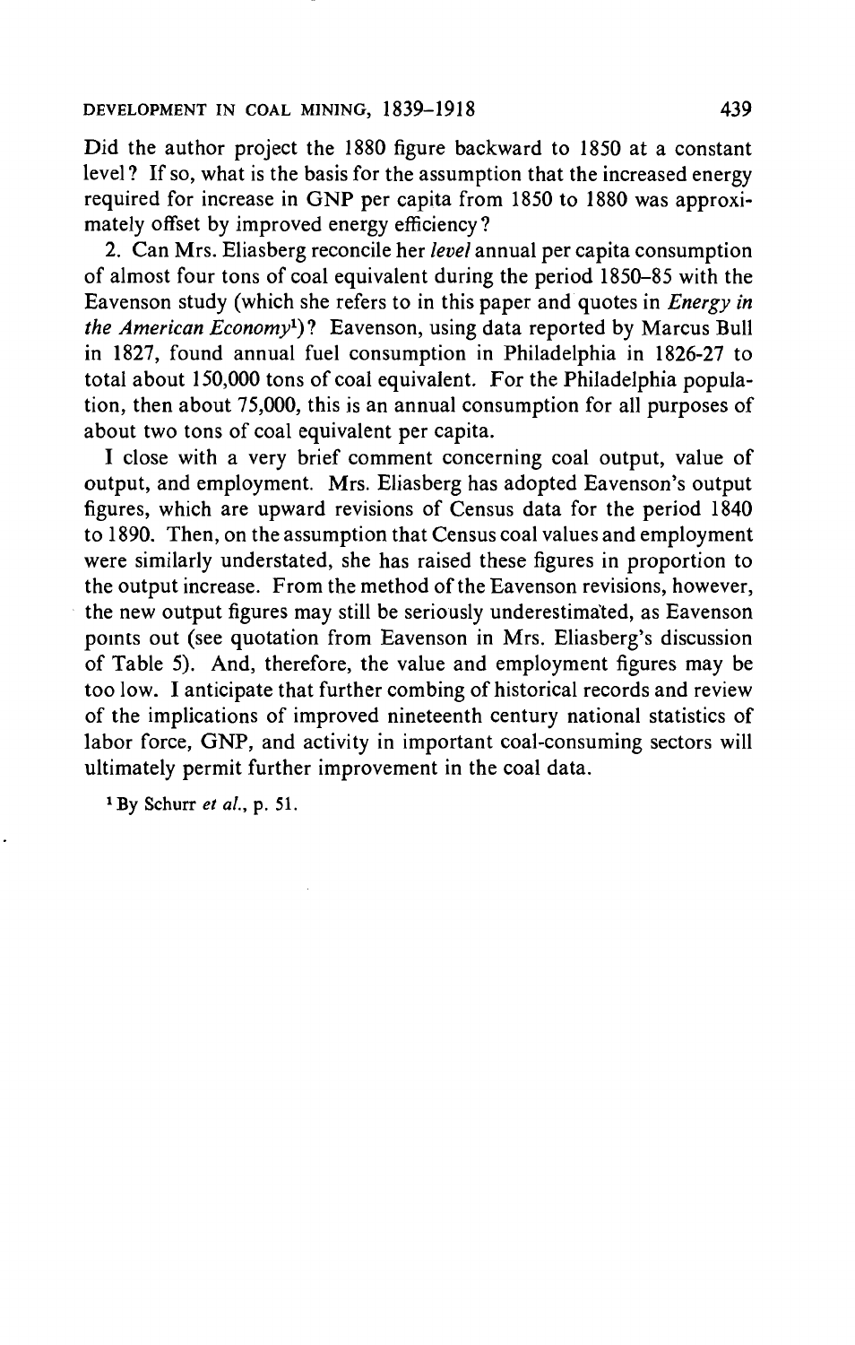Did the author project the 1880 figure backward to 1850 at a constant level? If so, what is the basis for the assumption that the increased energy required for increase in GNP per capita from 1850 to 1880 was approximately offset by improved energy efficiency?

2. Can Mrs. Eliasberg reconcile her *level* annual per capita consumption of almost four tons of coal equivalent during the period 1850–85 with the Eavenson study (which she refers to in this paper and quotes in *Energy in the American Economy*[1])? Eavenson, using data reported by Marcus Bull in 1827, found annual fuel consumption in Philadelphia in 1826-27 to total about 150,000 tons of coal equivalent. For the Philadelphia population, then about 75,000, this is an annual consumption for all purposes of about two tons of coal equivalent per capita.

I close with a very brief comment concerning coal output, value of output, and employment. Mrs. Eliasberg has adopted Eavenson's output figures, which are upward revisions of Census data for the period 1840 to 1890. Then, on the assumption that Census coal values and employment were similarly understated, she has raised these figures in proportion to the output increase. From the method of the Eavenson revisions, however, the new output figures may still be seriously underestimated, as Eavenson points out (see quotation from Eavenson in Mrs. Eliasberg's discussion of Table 5). And, therefore, the value and employment figures may be too low. I anticipate that further combing of historical records and review of the implications of improved nineteenth century national statistics of labor force, GNP, and activity in important coal-consuming sectors will ultimately permit further improvement in the coal data.

[1] By Schurr *et al.*, p. 51.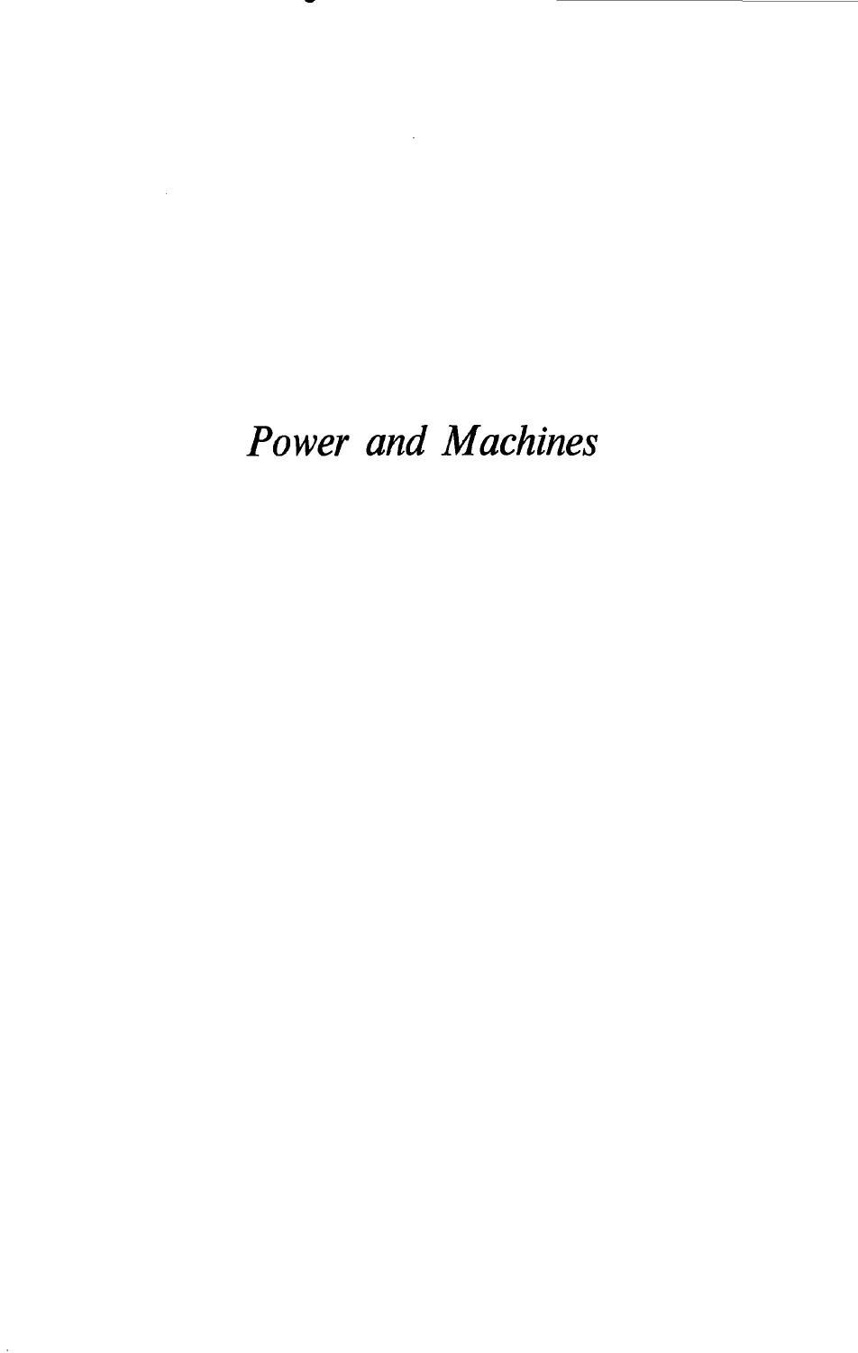*Power and Machines*